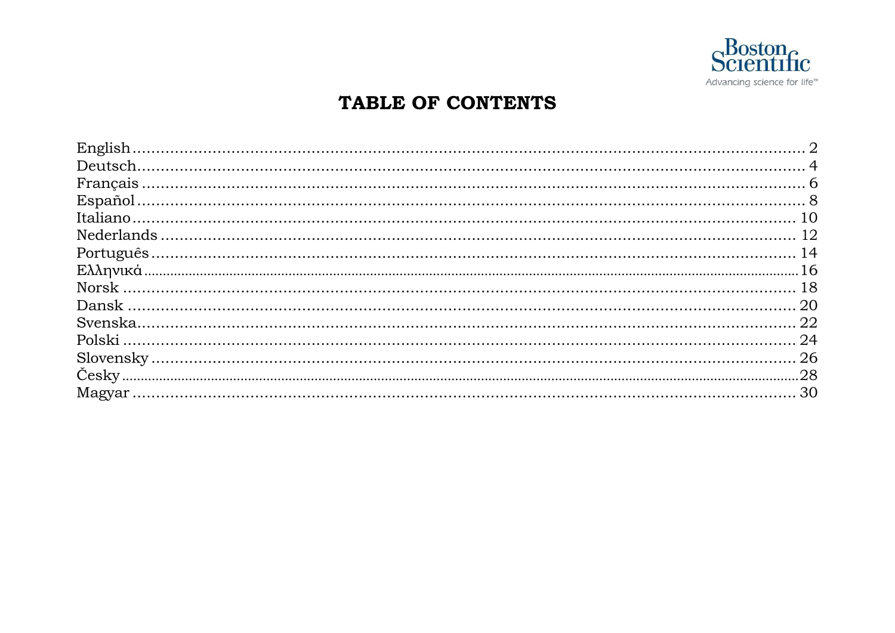Boston Scientific

Advancing science for life™

# TABLE OF CONTENTS

English .................................................... 2
Deutsch .................................................... 4
Français .................................................... 6
Español .................................................... 8
Italiano .................................................... 10
Nederlands .................................................... 12
Português .................................................... 14
Ελληνικά .................................................... 16
Norsk .................................................... 18
Dansk .................................................... 20
Svenska .................................................... 22
Polski .................................................... 24
Slovensky .................................................... 26
Česky .................................................... 28
Magyar .................................................... 30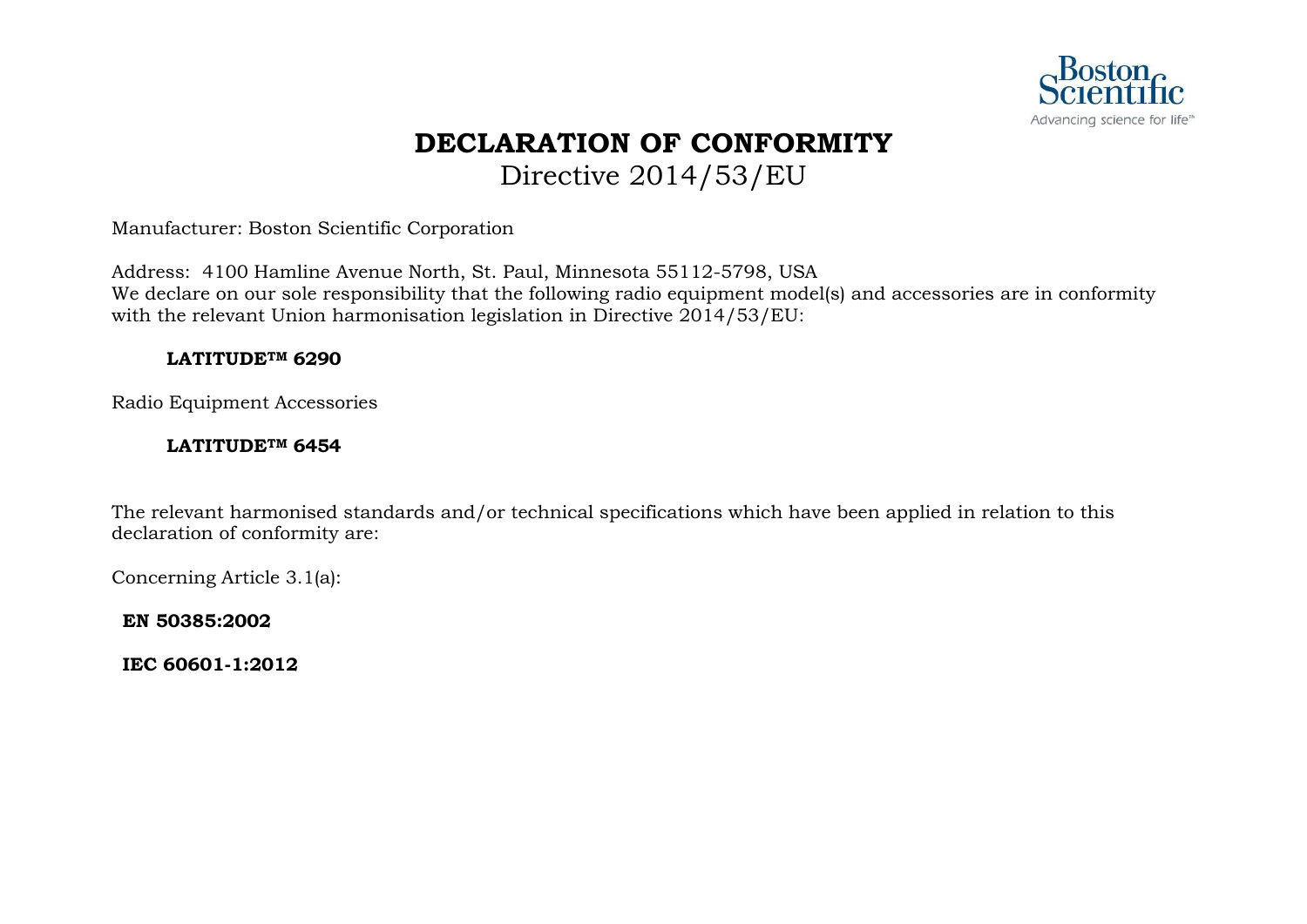# DECLARATION OF CONFORMITY

Directive 2014/53/EU

Manufacturer: Boston Scientific Corporation

Address: 4100 Hamline Avenue North, St. Paul, Minnesota 55112-5798, USA
We declare on our sole responsibility that the following radio equipment model(s) and accessories are in conformity with the relevant Union harmonisation legislation in Directive 2014/53/EU:

**LATITUDE™ 6290**

Radio Equipment Accessories

**LATITUDE™ 6454**

The relevant harmonised standards and/or technical specifications which have been applied in relation to this declaration of conformity are:

Concerning Article 3.1(a):

**EN 50385:2002**

**IEC 60601-1:2012**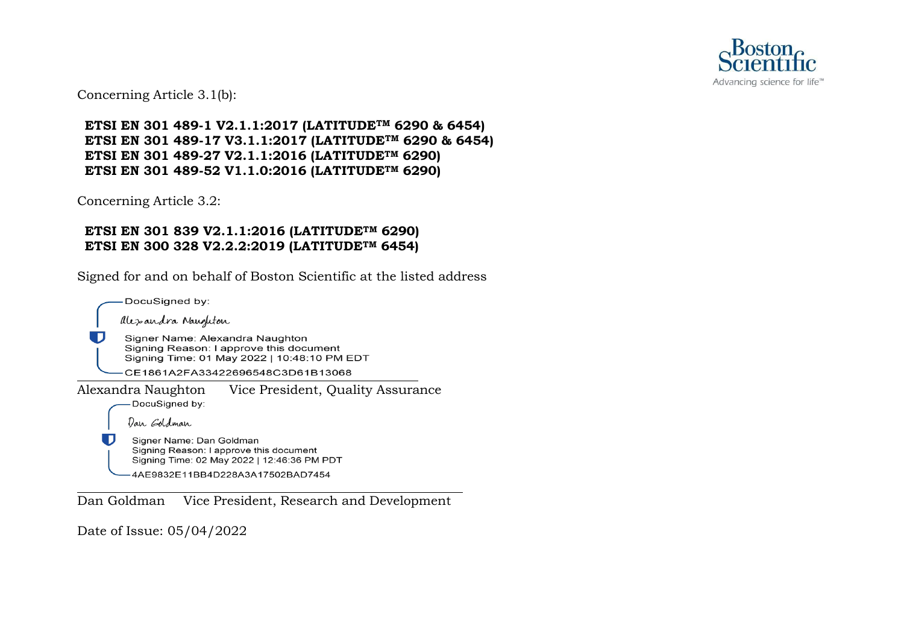Concerning Article 3.1(b):

**ETSI EN 301 489-1 V2.1.1:2017 (LATITUDE™ 6290 & 6454)**
**ETSI EN 301 489-17 V3.1.1:2017 (LATITUDE™ 6290 & 6454)**
**ETSI EN 301 489-27 V2.1.1:2016 (LATITUDE™ 6290)**
**ETSI EN 301 489-52 V1.1.0:2016 (LATITUDE™ 6290)**

Concerning Article 3.2:

**ETSI EN 301 839 V2.1.1:2016 (LATITUDE™ 6290)**
**ETSI EN 300 328 V2.2.2:2019 (LATITUDE™ 6454)**

Signed for and on behalf of Boston Scientific at the listed address

DocuSigned by:
Alexandra Naughton
Signer Name: Alexandra Naughton
Signing Reason: I approve this document
Signing Time: 01 May 2022 | 10:48:10 PM EDT
CE1861A2FA33422696548C3D61B13068

Alexandra Naughton Vice President, Quality Assurance

DocuSigned by:
Dan Goldman
Signer Name: Dan Goldman
Signing Reason: I approve this document
Signing Time: 02 May 2022 | 12:46:36 PM PDT
4AE9832E11BB4D228A3A17502BAD7454

Dan Goldman Vice President, Research and Development

Date of Issue: 05/04/2022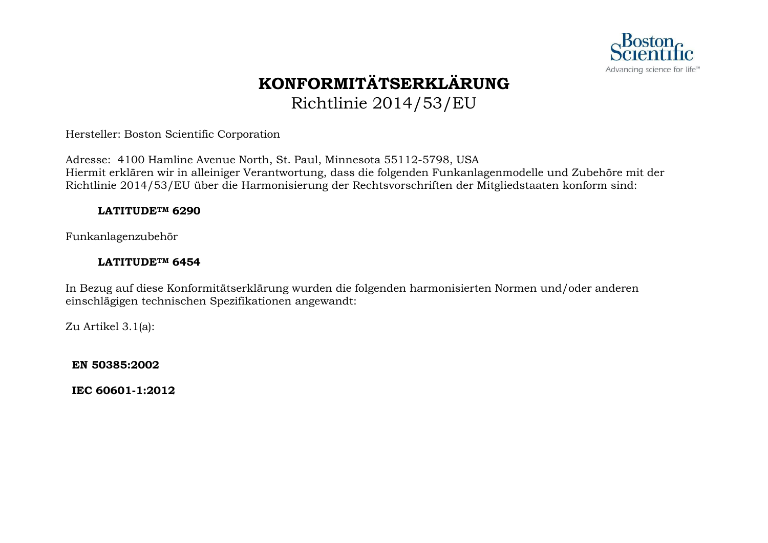# KONFORMITÄTSERKLÄRUNG

Richtlinie 2014/53/EU

Hersteller: Boston Scientific Corporation

Adresse: 4100 Hamline Avenue North, St. Paul, Minnesota 55112-5798, USA
Hiermit erklären wir in alleiniger Verantwortung, dass die folgenden Funkanlagenmodelle und Zubehöre mit der Richtlinie 2014/53/EU über die Harmonisierung der Rechtsvorschriften der Mitgliedstaaten konform sind:

**LATITUDE™ 6290**

Funkanlagenzubehör

**LATITUDE™ 6454**

In Bezug auf diese Konformitätserklärung wurden die folgenden harmonisierten Normen und/oder anderen einschlägigen technischen Spezifikationen angewandt:

Zu Artikel 3.1(a):

**EN 50385:2002**

**IEC 60601-1:2012**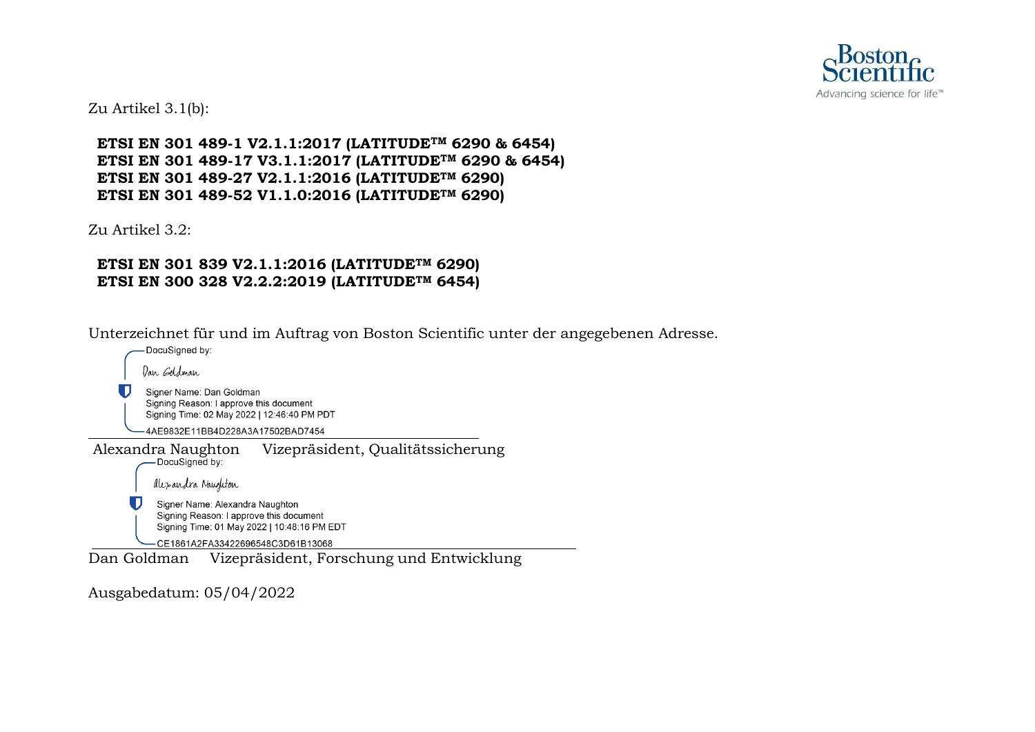Zu Artikel 3.1(b):

**ETSI EN 301 489-1 V2.1.1:2017 (LATITUDE™ 6290 & 6454)**
**ETSI EN 301 489-17 V3.1.1:2017 (LATITUDE™ 6290 & 6454)**
**ETSI EN 301 489-27 V2.1.1:2016 (LATITUDE™ 6290)**
**ETSI EN 301 489-52 V1.1.0:2016 (LATITUDE™ 6290)**

Zu Artikel 3.2:

**ETSI EN 301 839 V2.1.1:2016 (LATITUDE™ 6290)**
**ETSI EN 300 328 V2.2.2:2019 (LATITUDE™ 6454)**

Unterzeichnet für und im Auftrag von Boston Scientific unter der angegebenen Adresse.

DocuSigned by:
Dan Goldman
Signer Name: Dan Goldman
Signing Reason: I approve this document
Signing Time: 02 May 2022 | 12:46:40 PM PDT
4AE9832E11BB4D228A3A17502BAD7454

Alexandra Naughton Vizepräsident, Qualitätssicherung

DocuSigned by:
Alexandra Naughton
Signer Name: Alexandra Naughton
Signing Reason: I approve this document
Signing Time: 01 May 2022 | 10:48:16 PM EDT
CE1861A2FA33422696548C3D61B13068

Dan Goldman Vizepräsident, Forschung und Entwicklung

Ausgabedatum: 05/04/2022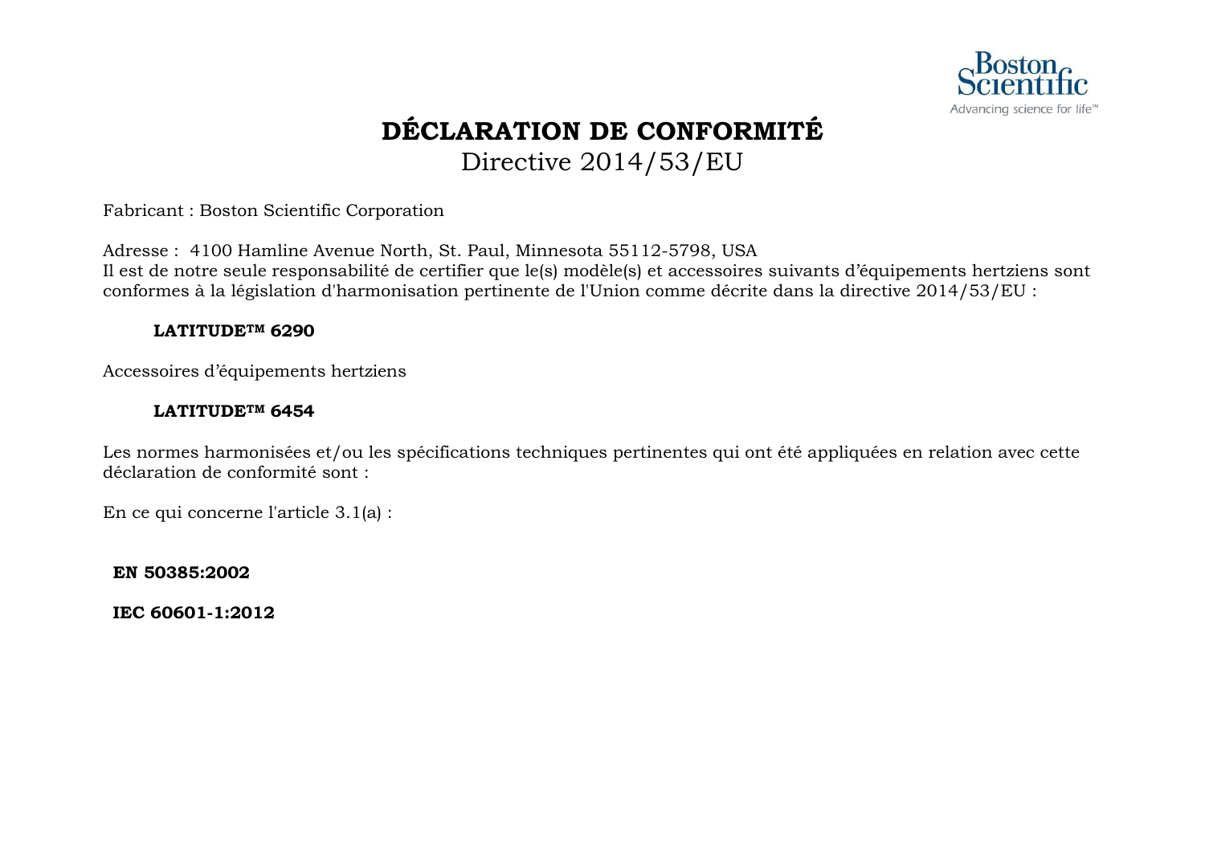# DÉCLARATION DE CONFORMITÉ

Directive 2014/53/EU

Fabricant : Boston Scientific Corporation

Adresse : 4100 Hamline Avenue North, St. Paul, Minnesota 55112-5798, USA
Il est de notre seule responsabilité de certifier que le(s) modèle(s) et accessoires suivants d'équipements hertziens sont conformes à la législation d'harmonisation pertinente de l'Union comme décrite dans la directive 2014/53/EU :

**LATITUDE™ 6290**

Accessoires d'équipements hertziens

**LATITUDE™ 6454**

Les normes harmonisées et/ou les spécifications techniques pertinentes qui ont été appliquées en relation avec cette déclaration de conformité sont :

En ce qui concerne l'article 3.1(a) :

**EN 50385:2002**

**IEC 60601-1:2012**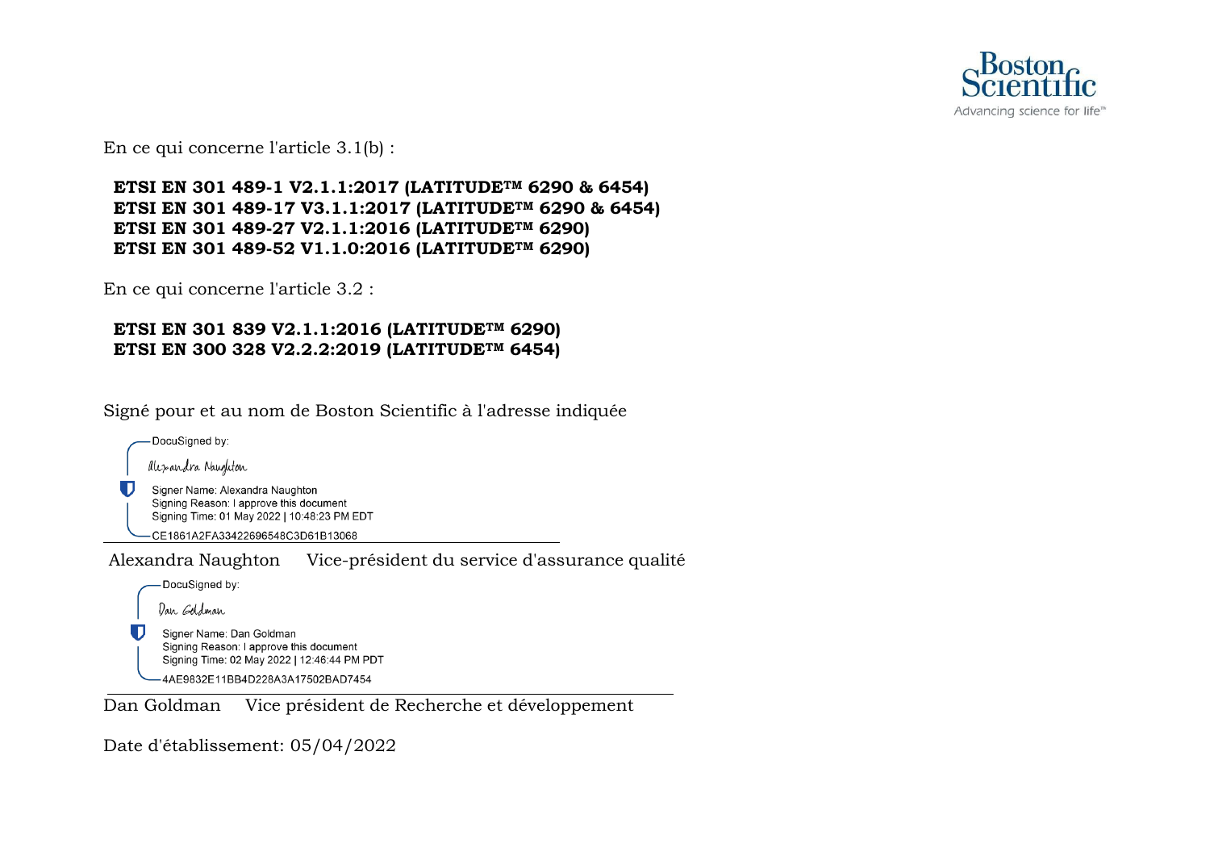En ce qui concerne l'article 3.1(b) :

**ETSI EN 301 489-1 V2.1.1:2017 (LATITUDE™ 6290 & 6454)**
**ETSI EN 301 489-17 V3.1.1:2017 (LATITUDE™ 6290 & 6454)**
**ETSI EN 301 489-27 V2.1.1:2016 (LATITUDE™ 6290)**
**ETSI EN 301 489-52 V1.1.0:2016 (LATITUDE™ 6290)**

En ce qui concerne l'article 3.2 :

**ETSI EN 301 839 V2.1.1:2016 (LATITUDE™ 6290)**
**ETSI EN 300 328 V2.2.2:2019 (LATITUDE™ 6454)**

Signé pour et au nom de Boston Scientific à l'adresse indiquée

DocuSigned by:
Alexandra Naughton
Signer Name: Alexandra Naughton
Signing Reason: I approve this document
Signing Time: 01 May 2022 | 10:48:23 PM EDT
CE1861A2FA33422696548C3D61B13068

Alexandra Naughton Vice-président du service d'assurance qualité

DocuSigned by:
Dan Goldman
Signer Name: Dan Goldman
Signing Reason: I approve this document
Signing Time: 02 May 2022 | 12:46:44 PM PDT
4AE9832E11BB4D228A3A17502BAD7454

Dan Goldman Vice président de Recherche et développement

Date d'établissement: 05/04/2022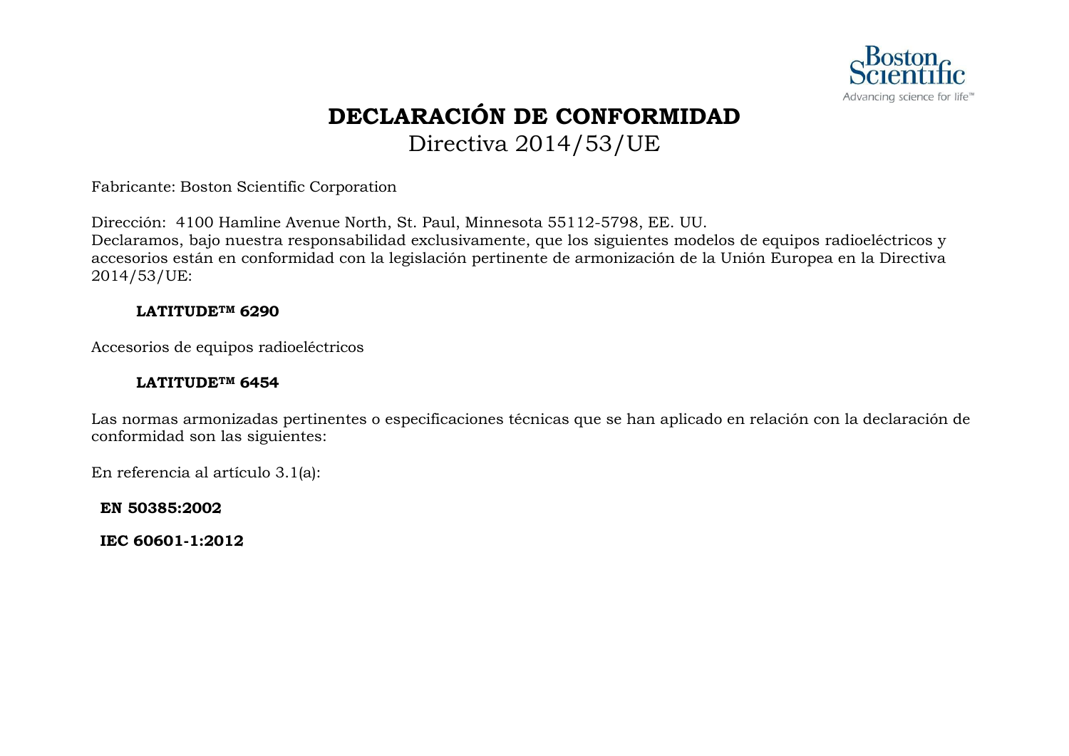# DECLARACIÓN DE CONFORMIDAD

Directiva 2014/53/UE

Fabricante: Boston Scientific Corporation

Dirección: 4100 Hamline Avenue North, St. Paul, Minnesota 55112-5798, EE. UU.
Declaramos, bajo nuestra responsabilidad exclusivamente, que los siguientes modelos de equipos radioeléctricos y accesorios están en conformidad con la legislación pertinente de armonización de la Unión Europea en la Directiva 2014/53/UE:

**LATITUDE™ 6290**

Accesorios de equipos radioeléctricos

**LATITUDE™ 6454**

Las normas armonizadas pertinentes o especificaciones técnicas que se han aplicado en relación con la declaración de conformidad son las siguientes:

En referencia al artículo 3.1(a):

**EN 50385:2002**

**IEC 60601-1:2012**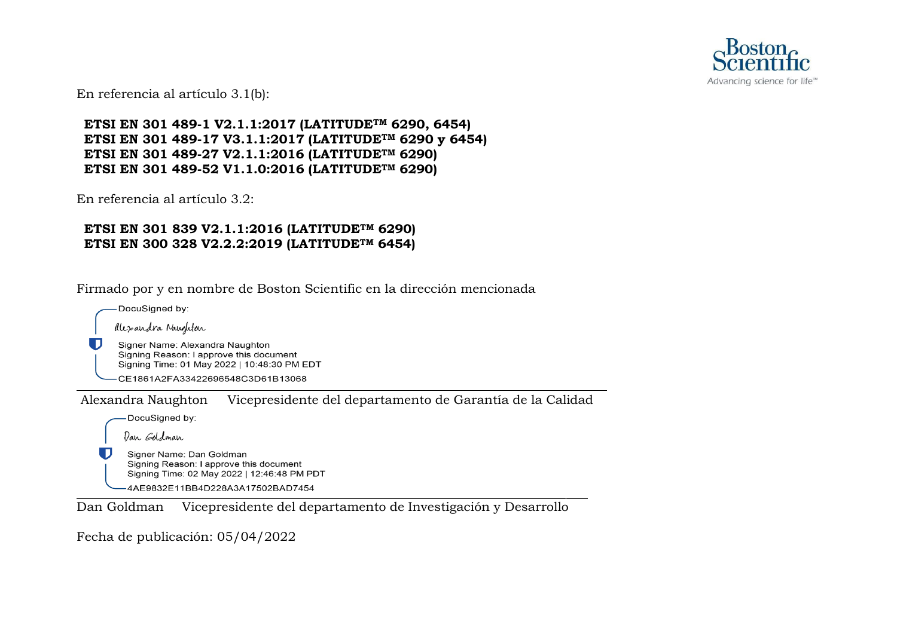En referencia al artículo 3.1(b):

**ETSI EN 301 489-1 V2.1.1:2017 (LATITUDE™ 6290, 6454)**
**ETSI EN 301 489-17 V3.1.1:2017 (LATITUDE™ 6290 y 6454)**
**ETSI EN 301 489-27 V2.1.1:2016 (LATITUDE™ 6290)**
**ETSI EN 301 489-52 V1.1.0:2016 (LATITUDE™ 6290)**

En referencia al artículo 3.2:

**ETSI EN 301 839 V2.1.1:2016 (LATITUDE™ 6290)**
**ETSI EN 300 328 V2.2.2:2019 (LATITUDE™ 6454)**

Firmado por y en nombre de Boston Scientific en la dirección mencionada

DocuSigned by:
Alexandra Naughton
Signer Name: Alexandra Naughton
Signing Reason: I approve this document
Signing Time: 01 May 2022 | 10:48:30 PM EDT
CE1861A2FA33422696548C3D61B13068

Alexandra Naughton Vicepresidente del departamento de Garantía de la Calidad

DocuSigned by:
Dan Goldman
Signer Name: Dan Goldman
Signing Reason: I approve this document
Signing Time: 02 May 2022 | 12:46:48 PM PDT
4AE9832E11BB4D228A3A17502BAD7454

Dan Goldman Vicepresidente del departamento de Investigación y Desarrollo

Fecha de publicación: 05/04/2022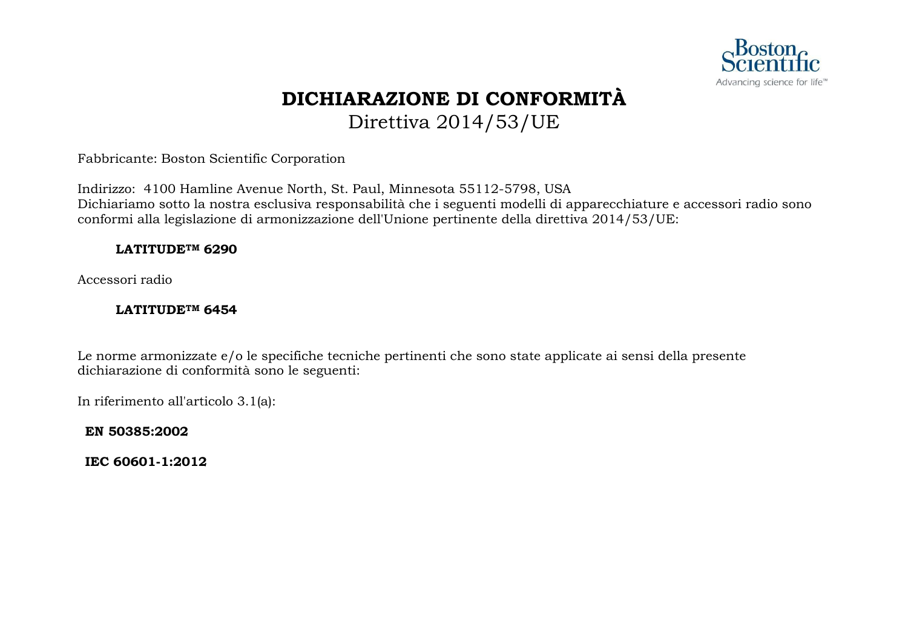# DICHIARAZIONE DI CONFORMITÀ

Direttiva 2014/53/UE

Fabbricante: Boston Scientific Corporation

Indirizzo: 4100 Hamline Avenue North, St. Paul, Minnesota 55112-5798, USA
Dichiariamo sotto la nostra esclusiva responsabilità che i seguenti modelli di apparecchiature e accessori radio sono conformi alla legislazione di armonizzazione dell'Unione pertinente della direttiva 2014/53/UE:

**LATITUDE™ 6290**

Accessori radio

**LATITUDE™ 6454**

Le norme armonizzate e/o le specifiche tecniche pertinenti che sono state applicate ai sensi della presente dichiarazione di conformità sono le seguenti:

In riferimento all'articolo 3.1(a):

**EN 50385:2002**

**IEC 60601-1:2012**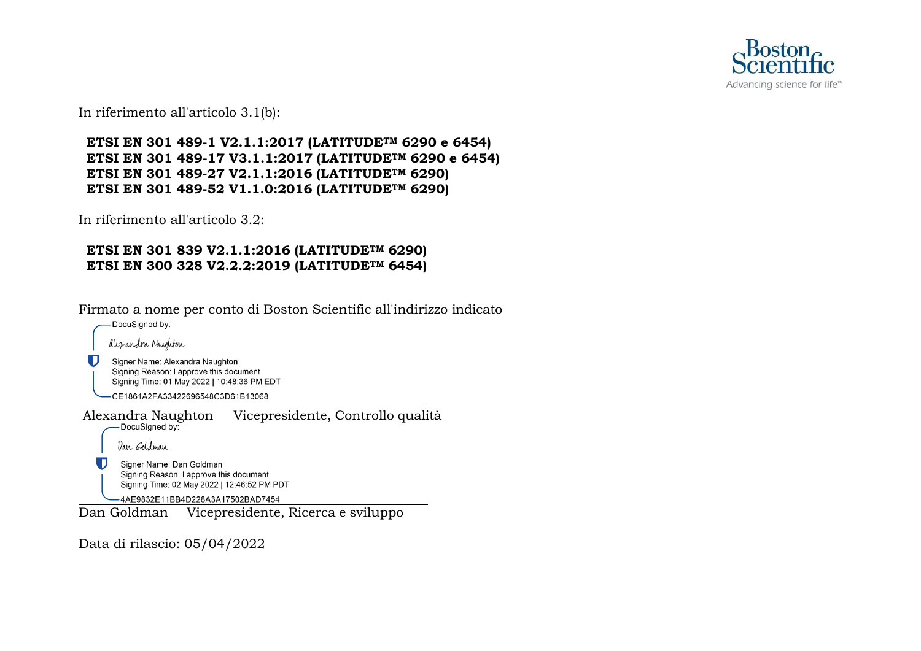In riferimento all'articolo 3.1(b):

**ETSI EN 301 489-1 V2.1.1:2017 (LATITUDE™ 6290 e 6454)**
**ETSI EN 301 489-17 V3.1.1:2017 (LATITUDE™ 6290 e 6454)**
**ETSI EN 301 489-27 V2.1.1:2016 (LATITUDE™ 6290)**
**ETSI EN 301 489-52 V1.1.0:2016 (LATITUDE™ 6290)**

In riferimento all'articolo 3.2:

**ETSI EN 301 839 V2.1.1:2016 (LATITUDE™ 6290)**
**ETSI EN 300 328 V2.2.2:2019 (LATITUDE™ 6454)**

Firmato a nome per conto di Boston Scientific all'indirizzo indicato

DocuSigned by:
Alexandra Naughton
Signer Name: Alexandra Naughton
Signing Reason: I approve this document
Signing Time: 01 May 2022 | 10:48:36 PM EDT
CE1861A2FA33422696548C3D61B13068

Alexandra Naughton    Vicepresidente, Controllo qualità

DocuSigned by:
Dan Goldman
Signer Name: Dan Goldman
Signing Reason: I approve this document
Signing Time: 02 May 2022 | 12:46:52 PM PDT
4AE9832E11BB4D228A3A17502BAD7454

Dan Goldman    Vicepresidente, Ricerca e sviluppo

Data di rilascio: 05/04/2022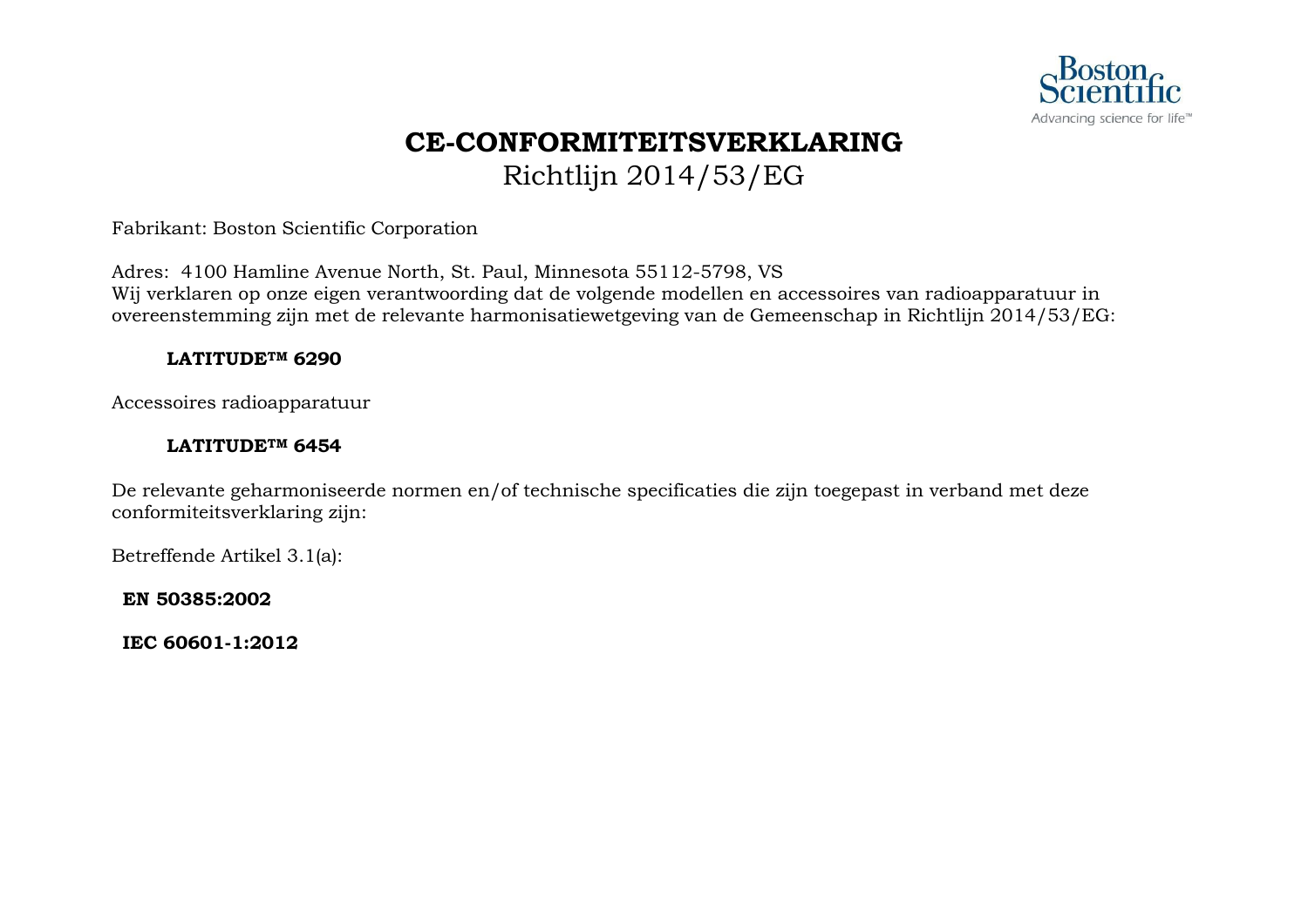# CE-CONFORMITEITSVERKLARING

Richtlijn 2014/53/EG

Fabrikant: Boston Scientific Corporation

Adres: 4100 Hamline Avenue North, St. Paul, Minnesota 55112-5798, VS
Wij verklaren op onze eigen verantwoording dat de volgende modellen en accessoires van radioapparatuur in overeenstemming zijn met de relevante harmonisatiewetgeving van de Gemeenschap in Richtlijn 2014/53/EG:

**LATITUDE™ 6290**

Accessoires radioapparatuur

**LATITUDE™ 6454**

De relevante geharmoniseerde normen en/of technische specificaties die zijn toegepast in verband met deze conformiteitsverklaring zijn:

Betreffende Artikel 3.1(a):

**EN 50385:2002**

**IEC 60601-1:2012**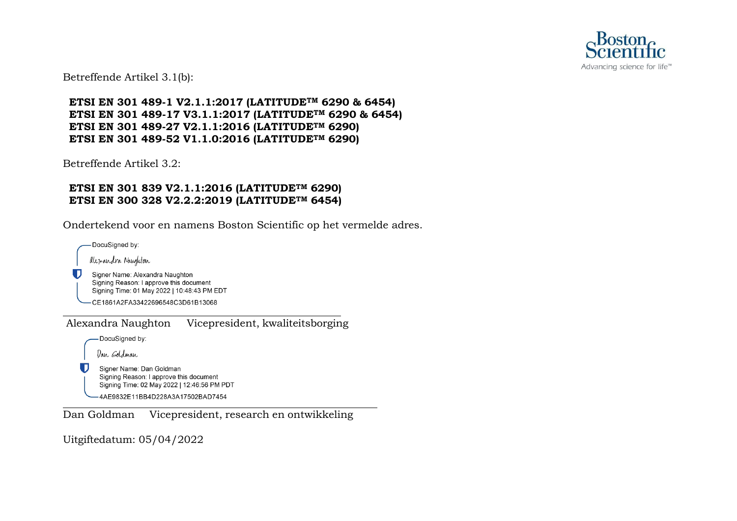Betreffende Artikel 3.1(b):

**ETSI EN 301 489-1 V2.1.1:2017 (LATITUDE™ 6290 & 6454)**
**ETSI EN 301 489-17 V3.1.1:2017 (LATITUDE™ 6290 & 6454)**
**ETSI EN 301 489-27 V2.1.1:2016 (LATITUDE™ 6290)**
**ETSI EN 301 489-52 V1.1.0:2016 (LATITUDE™ 6290)**

Betreffende Artikel 3.2:

**ETSI EN 301 839 V2.1.1:2016 (LATITUDE™ 6290)**
**ETSI EN 300 328 V2.2.2:2019 (LATITUDE™ 6454)**

Ondertekend voor en namens Boston Scientific op het vermelde adres.

DocuSigned by:
Alexandra Naughton
Signer Name: Alexandra Naughton
Signing Reason: I approve this document
Signing Time: 01 May 2022 | 10:48:43 PM EDT
CE1861A2FA33422696548C3D61B13068

Alexandra Naughton     Vicepresident, kwaliteitsborging

DocuSigned by:
Dan Goldman
Signer Name: Dan Goldman
Signing Reason: I approve this document
Signing Time: 02 May 2022 | 12:46:56 PM PDT
4AE9832E11BB4D228A3A17502BAD7454

Dan Goldman     Vicepresident, research en ontwikkeling

Uitgiftedatum: 05/04/2022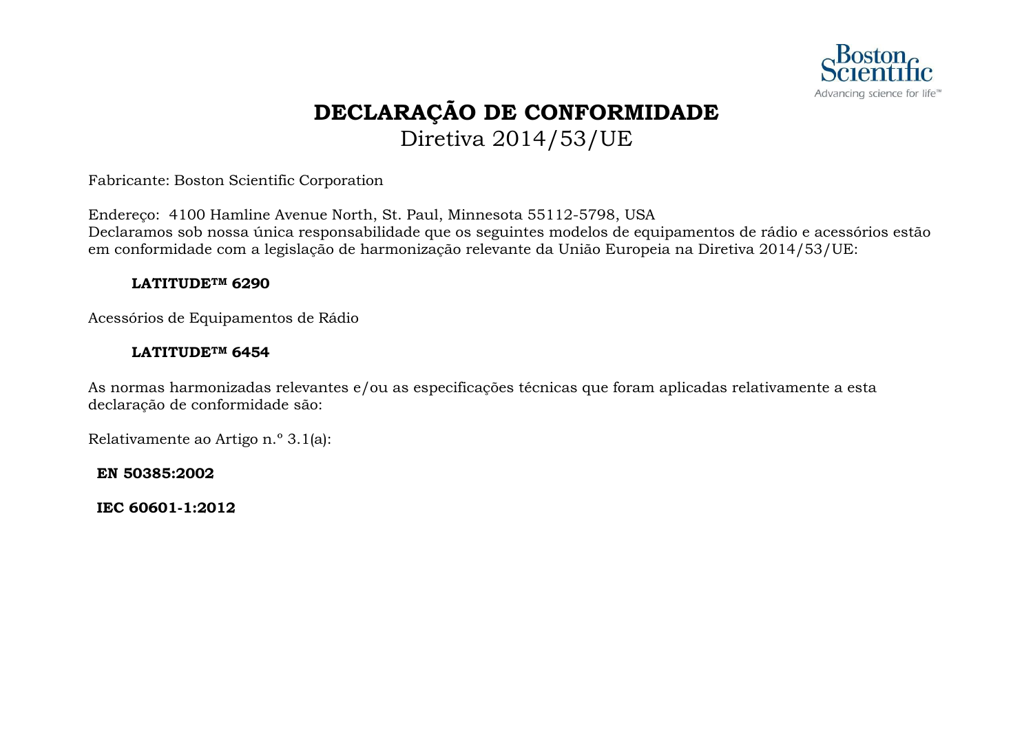# DECLARAÇÃO DE CONFORMIDADE

Diretiva 2014/53/UE

Fabricante: Boston Scientific Corporation

Endereço: 4100 Hamline Avenue North, St. Paul, Minnesota 55112-5798, USA
Declaramos sob nossa única responsabilidade que os seguintes modelos de equipamentos de rádio e acessórios estão em conformidade com a legislação de harmonização relevante da União Europeia na Diretiva 2014/53/UE:

**LATITUDE™ 6290**

Acessórios de Equipamentos de Rádio

**LATITUDE™ 6454**

As normas harmonizadas relevantes e/ou as especificações técnicas que foram aplicadas relativamente a esta declaração de conformidade são:

Relativamente ao Artigo n.º 3.1(a):

**EN 50385:2002**

**IEC 60601-1:2012**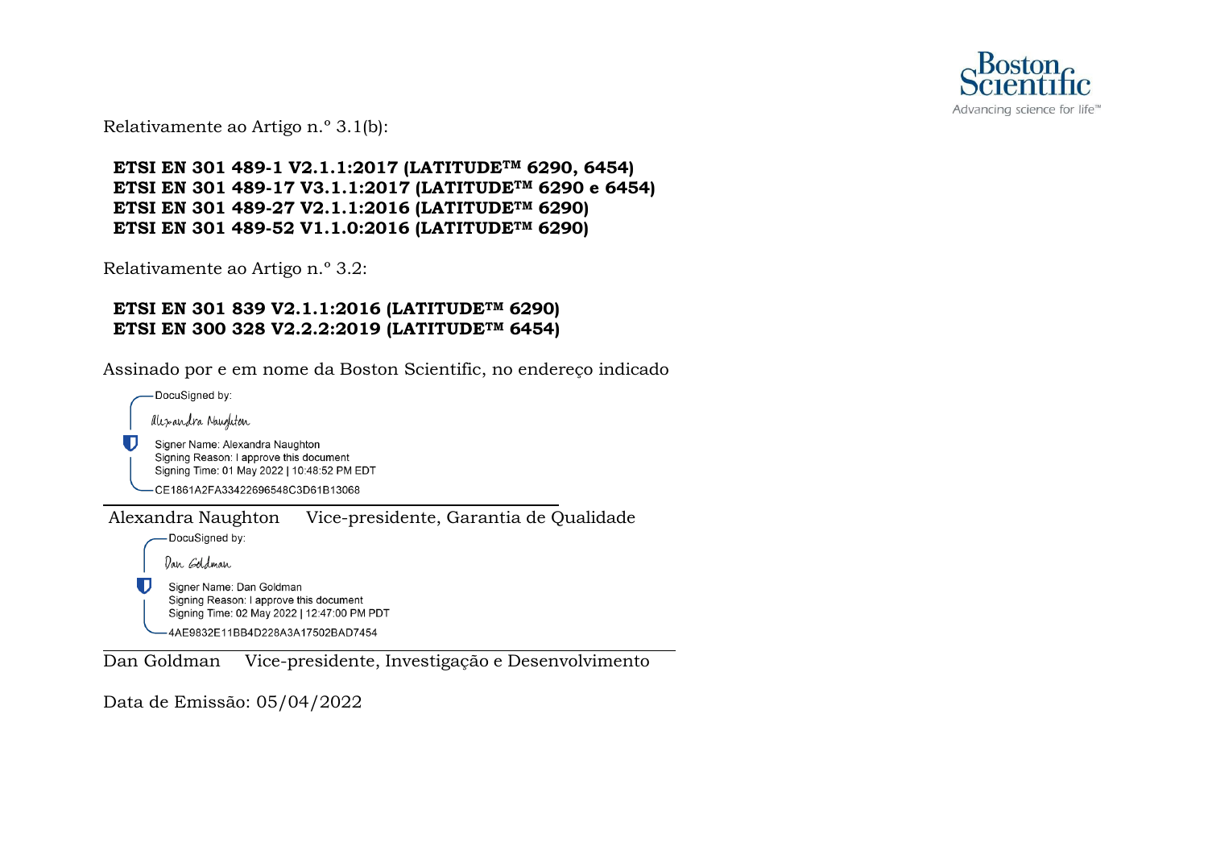Relativamente ao Artigo n.º 3.1(b):

**ETSI EN 301 489-1 V2.1.1:2017 (LATITUDE™ 6290, 6454)**
**ETSI EN 301 489-17 V3.1.1:2017 (LATITUDE™ 6290 e 6454)**
**ETSI EN 301 489-27 V2.1.1:2016 (LATITUDE™ 6290)**
**ETSI EN 301 489-52 V1.1.0:2016 (LATITUDE™ 6290)**

Relativamente ao Artigo n.º 3.2:

**ETSI EN 301 839 V2.1.1:2016 (LATITUDE™ 6290)**
**ETSI EN 300 328 V2.2.2:2019 (LATITUDE™ 6454)**

Assinado por e em nome da Boston Scientific, no endereço indicado

DocuSigned by:
Alexandra Naughton
Signer Name: Alexandra Naughton
Signing Reason: I approve this document
Signing Time: 01 May 2022 | 10:48:52 PM EDT
CE1861A2FA33422696548C3D61B13068

Alexandra Naughton Vice-presidente, Garantia de Qualidade

DocuSigned by:
Dan Goldman
Signer Name: Dan Goldman
Signing Reason: I approve this document
Signing Time: 02 May 2022 | 12:47:00 PM PDT
4AE9832E11BB4D228A3A17502BAD7454

Dan Goldman Vice-presidente, Investigação e Desenvolvimento

Data de Emissão: 05/04/2022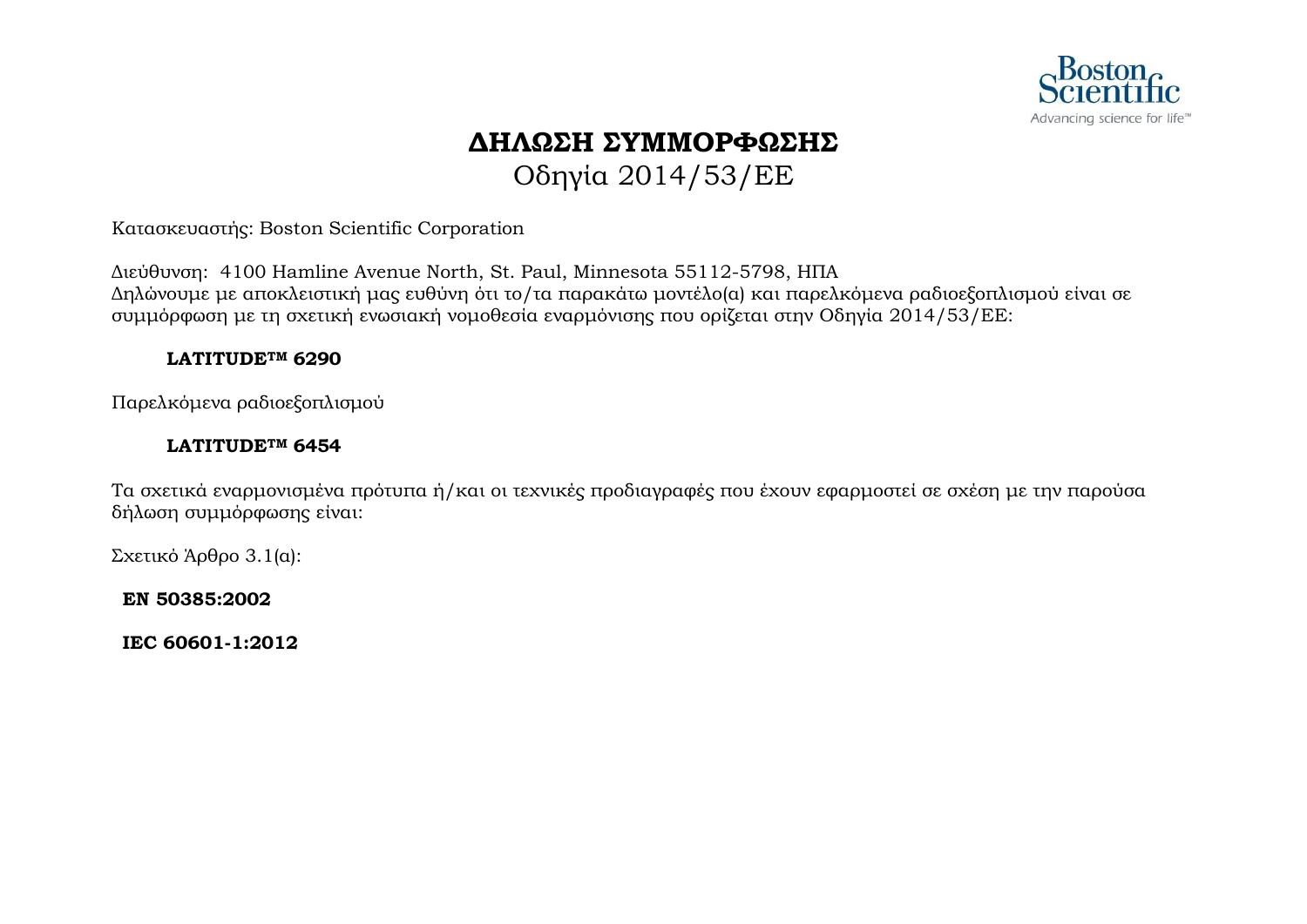# ΔΗΛΩΣΗ ΣΥΜΜΟΡΦΩΣΗΣ

Οδηγία 2014/53/ΕΕ

Κατασκευαστής: Boston Scientific Corporation

Διεύθυνση: 4100 Hamline Avenue North, St. Paul, Minnesota 55112-5798, ΗΠΑ
Δηλώνουμε με αποκλειστική μας ευθύνη ότι το/τα παρακάτω μοντέλο(α) και παρελκόμενα ραδιοεξοπλισμού είναι σε συμμόρφωση με τη σχετική ενωσιακή νομοθεσία εναρμόνισης που ορίζεται στην Οδηγία 2014/53/ΕΕ:

**LATITUDE™ 6290**

Παρελκόμενα ραδιοεξοπλισμού

**LATITUDE™ 6454**

Τα σχετικά εναρμονισμένα πρότυπα ή/και οι τεχνικές προδιαγραφές που έχουν εφαρμοστεί σε σχέση με την παρούσα δήλωση συμμόρφωσης είναι:

Σχετικό Άρθρο 3.1(α):

**EN 50385:2002**

**IEC 60601-1:2012**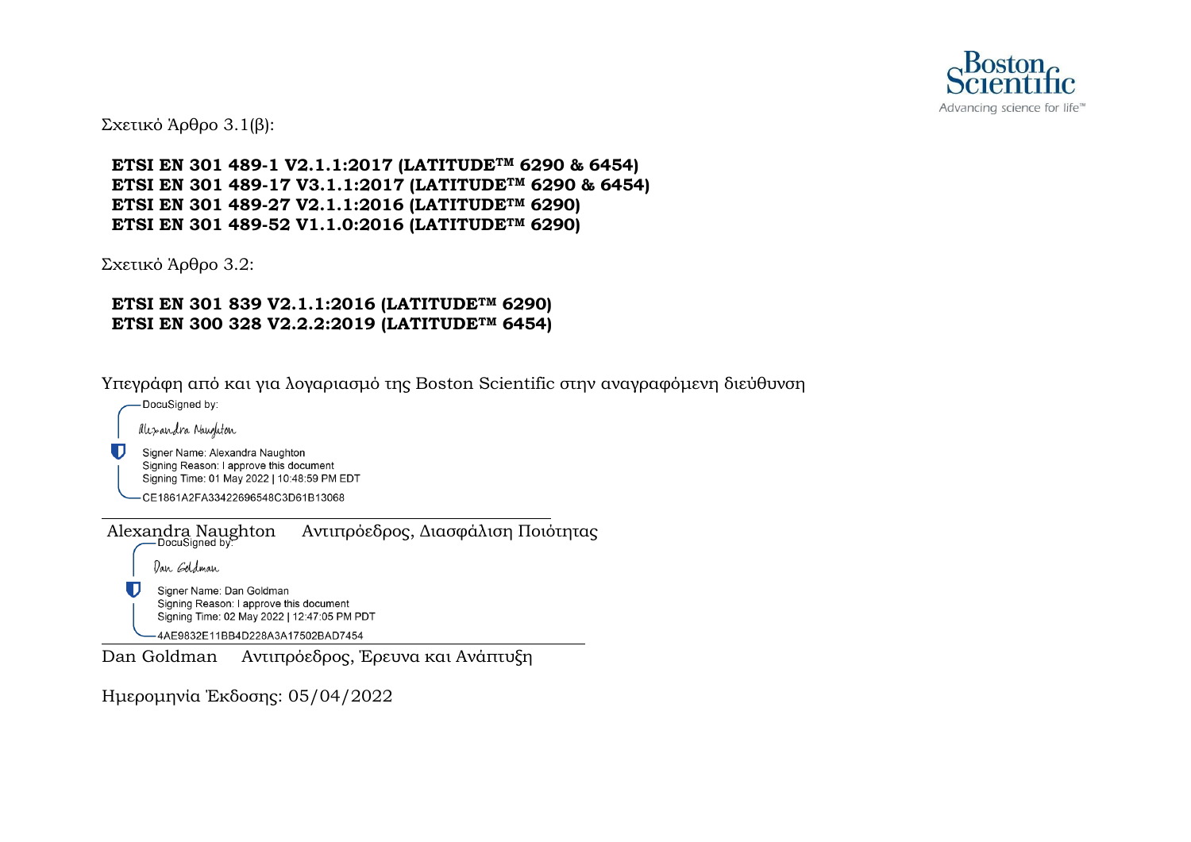Σχετικό Άρθρο 3.1(β):

**ETSI EN 301 489-1 V2.1.1:2017 (LATITUDE™ 6290 & 6454)**
**ETSI EN 301 489-17 V3.1.1:2017 (LATITUDE™ 6290 & 6454)**
**ETSI EN 301 489-27 V2.1.1:2016 (LATITUDE™ 6290)**
**ETSI EN 301 489-52 V1.1.0:2016 (LATITUDE™ 6290)**

Σχετικό Άρθρο 3.2:

**ETSI EN 301 839 V2.1.1:2016 (LATITUDE™ 6290)**
**ETSI EN 300 328 V2.2.2:2019 (LATITUDE™ 6454)**

Υπεγράφη από και για λογαριασμό της Boston Scientific στην αναγραφόμενη διεύθυνση

DocuSigned by:
Alexandra Naughton
Signer Name: Alexandra Naughton
Signing Reason: I approve this document
Signing Time: 01 May 2022 | 10:48:59 PM EDT
CE1861A2FA33422696548C3D61B13068

Alexandra Naughton Αντιπρόεδρος, Διασφάλιση Ποιότητας

DocuSigned by:
Dan Goldman
Signer Name: Dan Goldman
Signing Reason: I approve this document
Signing Time: 02 May 2022 | 12:47:05 PM PDT
4AE9832E11BB4D228A3A17502BAD7454

Dan Goldman Αντιπρόεδρος, Έρευνα και Ανάπτυξη

Ημερομηνία Έκδοσης: 05/04/2022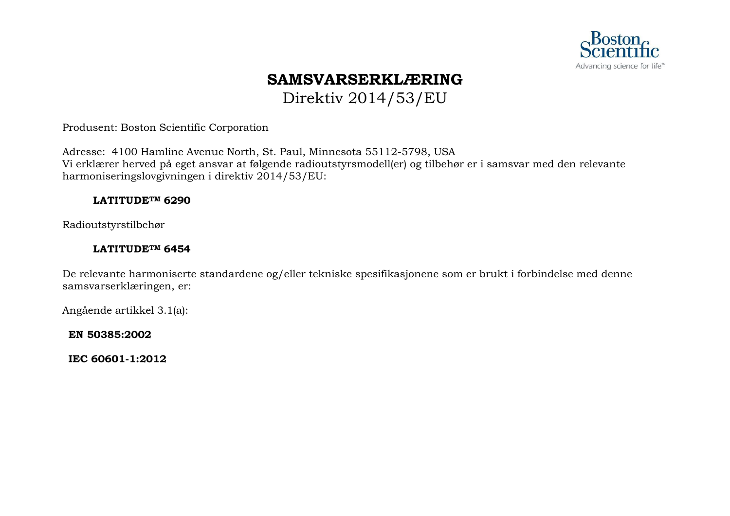# SAMSVARSERKLÆRING

Direktiv 2014/53/EU

Produsent: Boston Scientific Corporation

Adresse: 4100 Hamline Avenue North, St. Paul, Minnesota 55112-5798, USA
Vi erklærer herved på eget ansvar at følgende radioutstyrsmodell(er) og tilbehør er i samsvar med den relevante harmoniseringslovgivningen i direktiv 2014/53/EU:

**LATITUDE™ 6290**

Radioutstyrstilbehør

**LATITUDE™ 6454**

De relevante harmoniserte standardene og/eller tekniske spesifikasjonene som er brukt i forbindelse med denne samsvarserklæringen, er:

Angående artikkel 3.1(a):

**EN 50385:2002**

**IEC 60601-1:2012**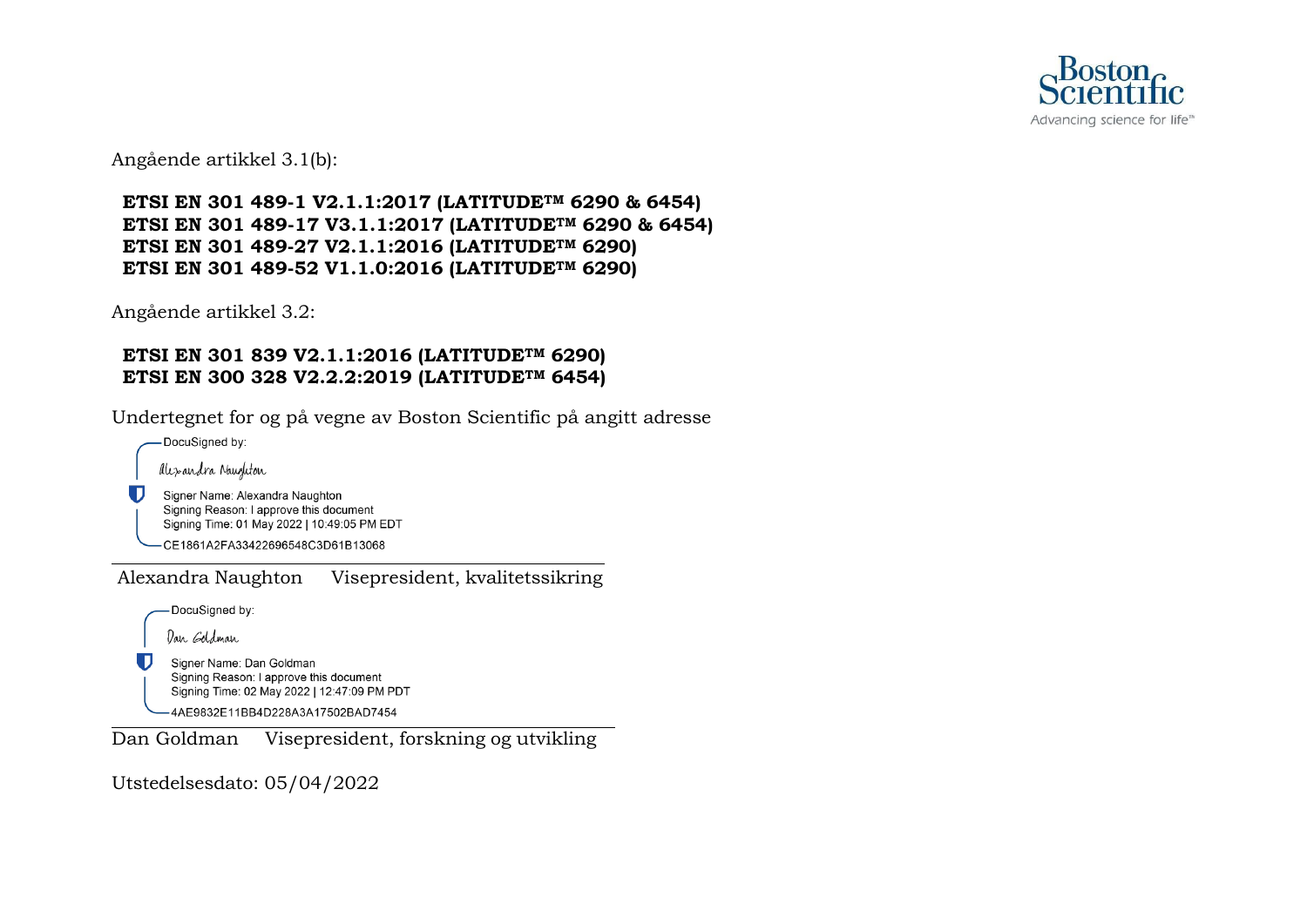Angående artikkel 3.1(b):

**ETSI EN 301 489-1 V2.1.1:2017 (LATITUDE™ 6290 & 6454)**
**ETSI EN 301 489-17 V3.1.1:2017 (LATITUDE™ 6290 & 6454)**
**ETSI EN 301 489-27 V2.1.1:2016 (LATITUDE™ 6290)**
**ETSI EN 301 489-52 V1.1.0:2016 (LATITUDE™ 6290)**

Angående artikkel 3.2:

**ETSI EN 301 839 V2.1.1:2016 (LATITUDE™ 6290)**
**ETSI EN 300 328 V2.2.2:2019 (LATITUDE™ 6454)**

Undertegnet for og på vegne av Boston Scientific på angitt adresse

DocuSigned by:

Alexandra Naughton

Signer Name: Alexandra Naughton
Signing Reason: I approve this document
Signing Time: 01 May 2022 | 10:49:05 PM EDT
CE1861A2FA33422696548C3D61B13068

Alexandra Naughton Visepresident, kvalitetssikring

DocuSigned by:

Dan Goldman

Signer Name: Dan Goldman
Signing Reason: I approve this document
Signing Time: 02 May 2022 | 12:47:09 PM PDT
4AE9832E11BB4D228A3A17502BAD7454

Dan Goldman Visepresident, forskning og utvikling

Utstedelsesdato: 05/04/2022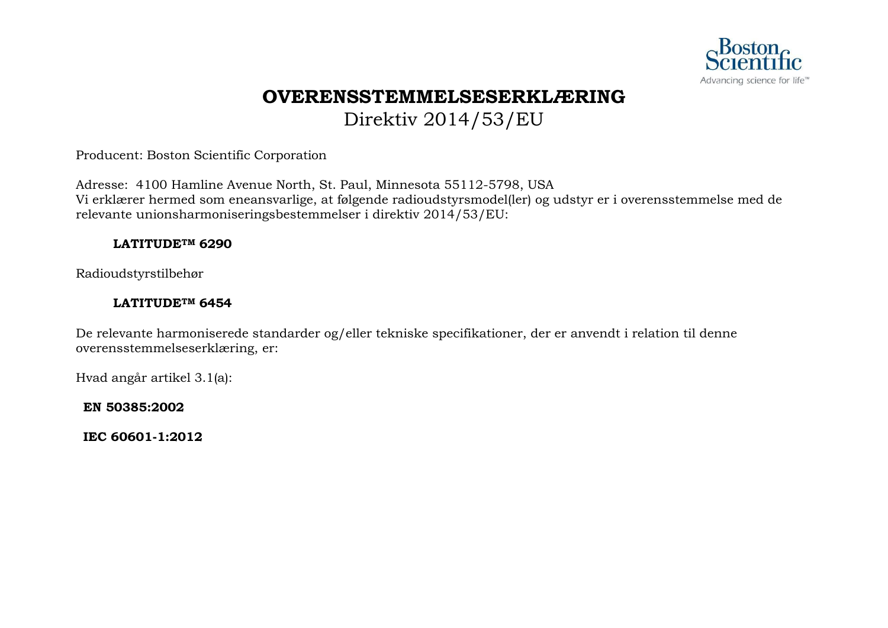# OVERENSSTEMMELSESERKLÆRING

Direktiv 2014/53/EU

Producent: Boston Scientific Corporation

Adresse: 4100 Hamline Avenue North, St. Paul, Minnesota 55112-5798, USA
Vi erklærer hermed som eneansvarlige, at følgende radioudstyrsmodel(ler) og udstyr er i overensstemmelse med de relevante unionsharmoniseringsbestemmelser i direktiv 2014/53/EU:

**LATITUDE™ 6290**

Radioudstyrstilbehør

**LATITUDE™ 6454**

De relevante harmoniserede standarder og/eller tekniske specifikationer, der er anvendt i relation til denne overensstemmelseserklæring, er:

Hvad angår artikel 3.1(a):

**EN 50385:2002**

**IEC 60601-1:2012**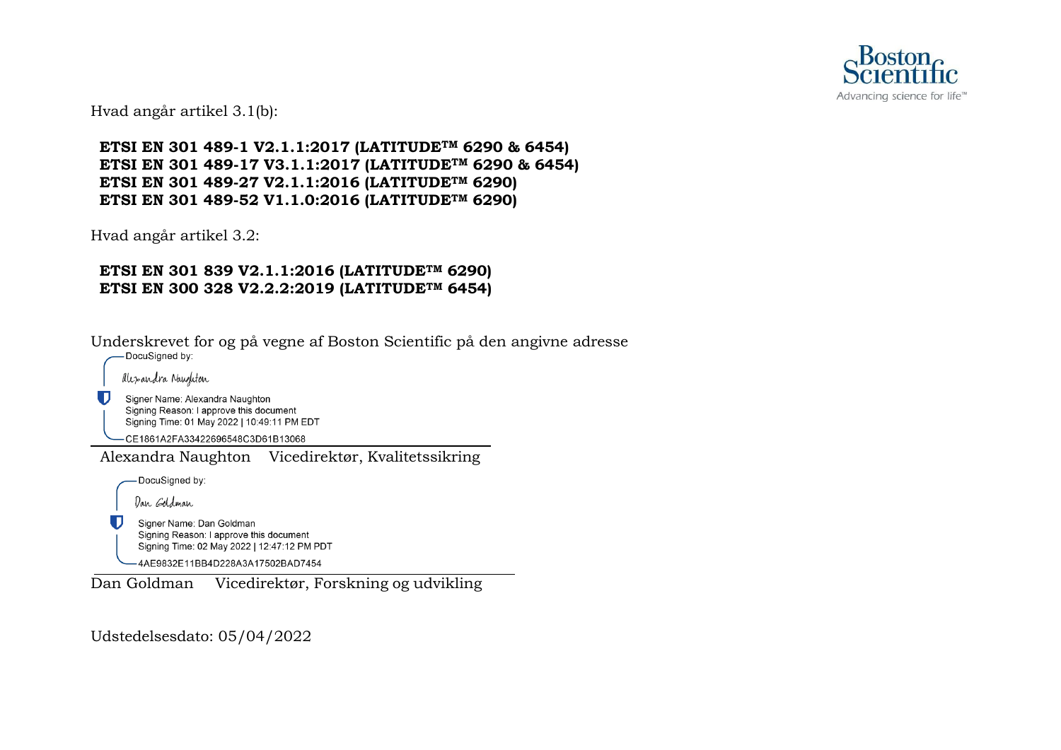Hvad angår artikel 3.1(b):

**ETSI EN 301 489-1 V2.1.1:2017 (LATITUDE™ 6290 & 6454)**
**ETSI EN 301 489-17 V3.1.1:2017 (LATITUDE™ 6290 & 6454)**
**ETSI EN 301 489-27 V2.1.1:2016 (LATITUDE™ 6290)**
**ETSI EN 301 489-52 V1.1.0:2016 (LATITUDE™ 6290)**

Hvad angår artikel 3.2:

**ETSI EN 301 839 V2.1.1:2016 (LATITUDE™ 6290)**
**ETSI EN 300 328 V2.2.2:2019 (LATITUDE™ 6454)**

Underskrevet for og på vegne af Boston Scientific på den angivne adresse

DocuSigned by:
Alexandra Naughton
Signer Name: Alexandra Naughton
Signing Reason: I approve this document
Signing Time: 01 May 2022 | 10:49:11 PM EDT
CE1861A2FA33422696548C3D61B13068

Alexandra Naughton    Vicedirektør, Kvalitetssikring

DocuSigned by:
Dan Goldman
Signer Name: Dan Goldman
Signing Reason: I approve this document
Signing Time: 02 May 2022 | 12:47:12 PM PDT
4AE9832E11BB4D228A3A17502BAD7454

Dan Goldman    Vicedirektør, Forskning og udvikling

Udstedelsesdato: 05/04/2022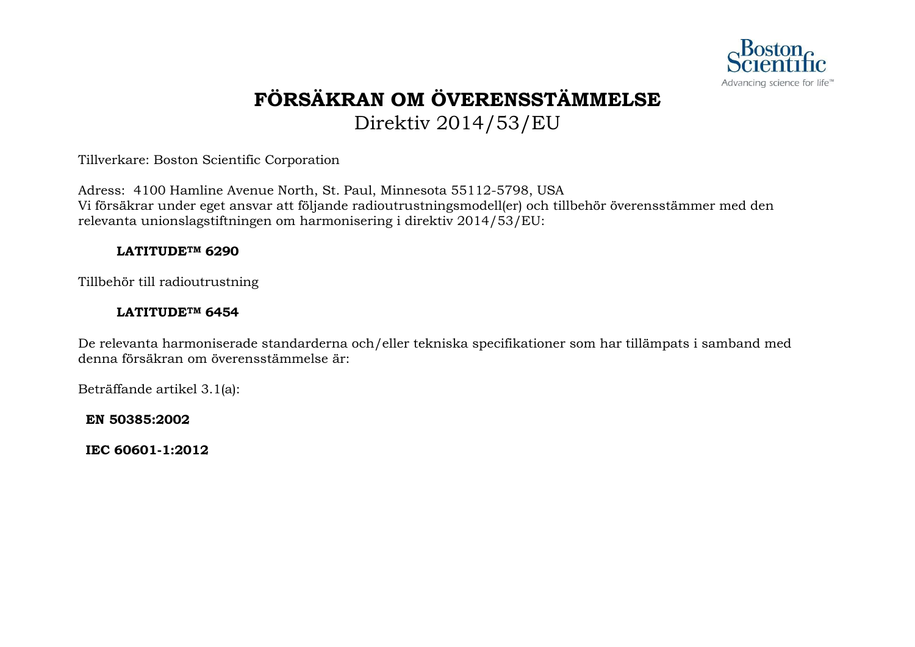# FÖRSÄKRAN OM ÖVERENSSTÄMMELSE

Direktiv 2014/53/EU

Tillverkare: Boston Scientific Corporation

Adress: 4100 Hamline Avenue North, St. Paul, Minnesota 55112-5798, USA
Vi försäkrar under eget ansvar att följande radioutrustningsmodell(er) och tillbehör överensstämmer med den relevanta unionslagstiftningen om harmonisering i direktiv 2014/53/EU:

**LATITUDE™ 6290**

Tillbehör till radioutrustning

**LATITUDE™ 6454**

De relevanta harmoniserade standarderna och/eller tekniska specifikationer som har tillämpats i samband med denna försäkran om överensstämmelse är:

Beträffande artikel 3.1(a):

**EN 50385:2002**

**IEC 60601-1:2012**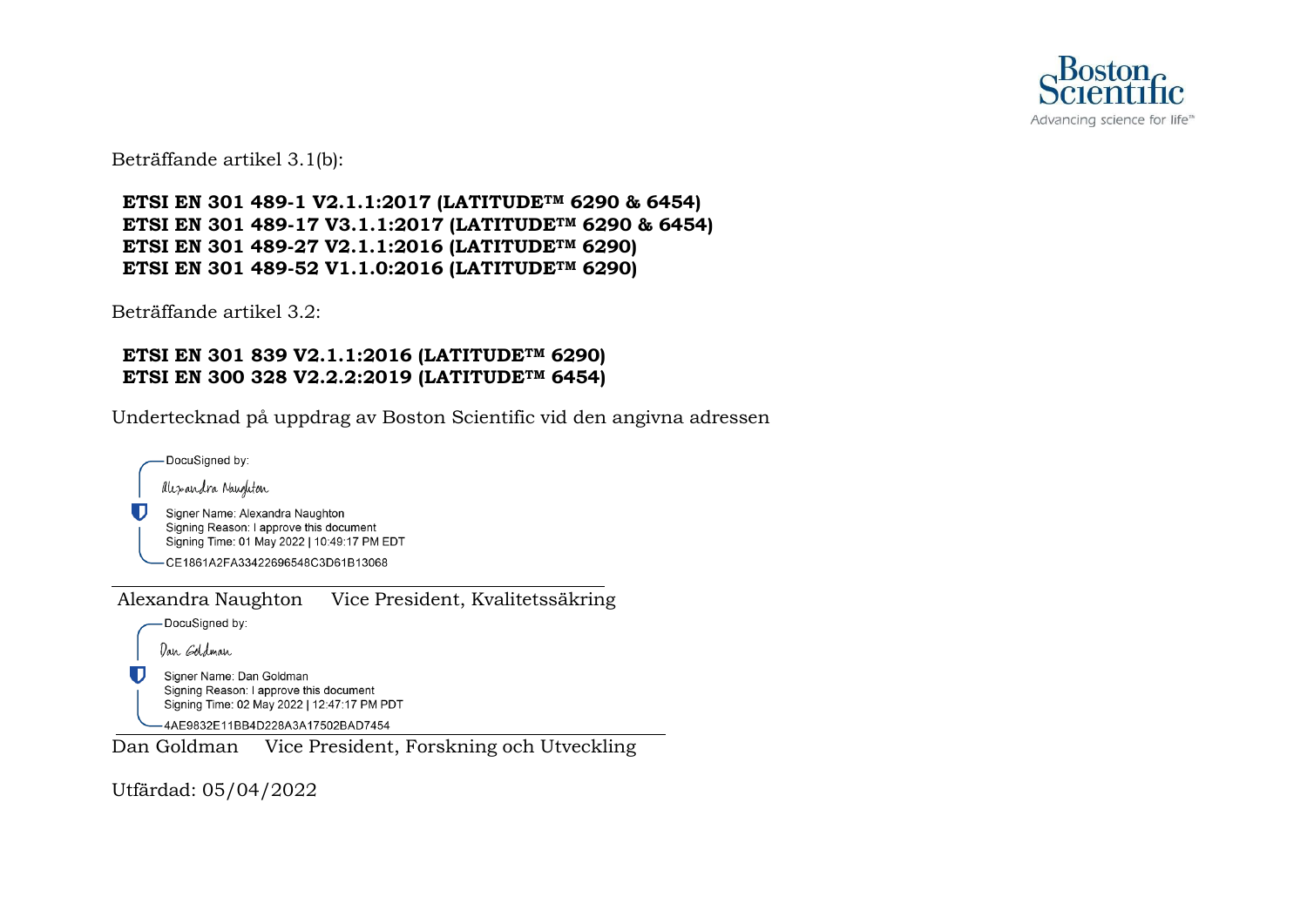Beträffande artikel 3.1(b):

**ETSI EN 301 489-1 V2.1.1:2017 (LATITUDE™ 6290 & 6454)**
**ETSI EN 301 489-17 V3.1.1:2017 (LATITUDE™ 6290 & 6454)**
**ETSI EN 301 489-27 V2.1.1:2016 (LATITUDE™ 6290)**
**ETSI EN 301 489-52 V1.1.0:2016 (LATITUDE™ 6290)**

Beträffande artikel 3.2:

**ETSI EN 301 839 V2.1.1:2016 (LATITUDE™ 6290)**
**ETSI EN 300 328 V2.2.2:2019 (LATITUDE™ 6454)**

Undertecknad på uppdrag av Boston Scientific vid den angivna adressen

DocuSigned by:
Alexandra Naughton
Signer Name: Alexandra Naughton
Signing Reason: I approve this document
Signing Time: 01 May 2022 | 10:49:17 PM EDT
CE1861A2FA33422696548C3D61B13068

Alexandra Naughton Vice President, Kvalitetssäkring

DocuSigned by:
Dan Goldman
Signer Name: Dan Goldman
Signing Reason: I approve this document
Signing Time: 02 May 2022 | 12:47:17 PM PDT
4AE9832E11BB4D228A3A17502BAD7454

Dan Goldman Vice President, Forskning och Utveckling

Utfärdad: 05/04/2022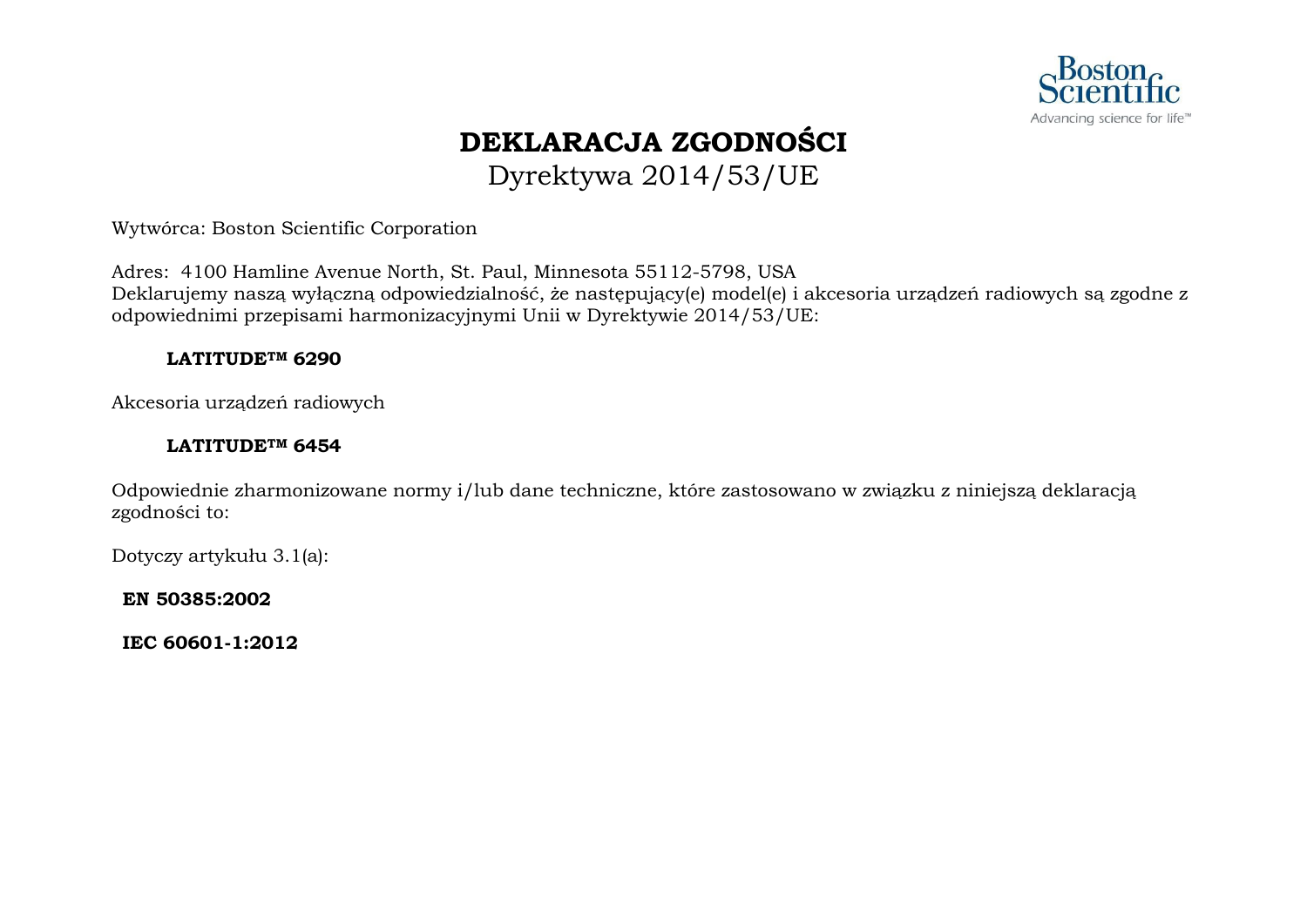# DEKLARACJA ZGODNOŚCI

Dyrektywa 2014/53/UE

Wytwórca: Boston Scientific Corporation

Adres: 4100 Hamline Avenue North, St. Paul, Minnesota 55112-5798, USA
Deklarujemy naszą wyłączną odpowiedzialność, że następujący(e) model(e) i akcesoria urządzeń radiowych są zgodne z odpowiednimi przepisami harmonizacyjnymi Unii w Dyrektywie 2014/53/UE:

**LATITUDE™ 6290**

Akcesoria urządzeń radiowych

**LATITUDE™ 6454**

Odpowiednie zharmonizowane normy i/lub dane techniczne, które zastosowano w związku z niniejszą deklaracją zgodności to:

Dotyczy artykułu 3.1(a):

**EN 50385:2002**

**IEC 60601-1:2012**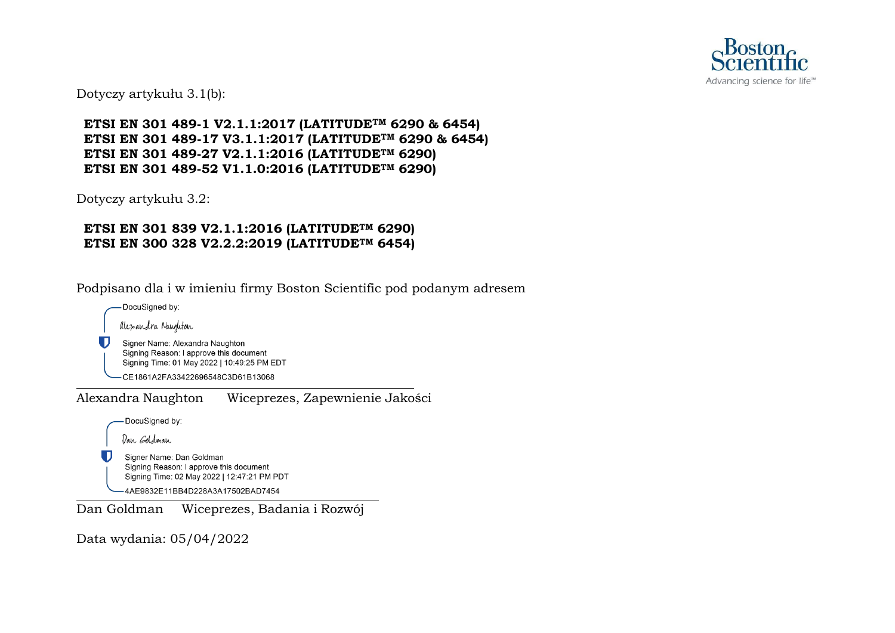Dotyczy artykułu 3.1(b):

**ETSI EN 301 489-1 V2.1.1:2017 (LATITUDE™ 6290 & 6454)**
**ETSI EN 301 489-17 V3.1.1:2017 (LATITUDE™ 6290 & 6454)**
**ETSI EN 301 489-27 V2.1.1:2016 (LATITUDE™ 6290)**
**ETSI EN 301 489-52 V1.1.0:2016 (LATITUDE™ 6290)**

Dotyczy artykułu 3.2:

**ETSI EN 301 839 V2.1.1:2016 (LATITUDE™ 6290)**
**ETSI EN 300 328 V2.2.2:2019 (LATITUDE™ 6454)**

Podpisano dla i w imieniu firmy Boston Scientific pod podanym adresem

DocuSigned by:
Alexandra Naughton
Signer Name: Alexandra Naughton
Signing Reason: I approve this document
Signing Time: 01 May 2022 | 10:49:25 PM EDT
CE1861A2FA33422696548C3D61B13068

Alexandra Naughton Wiceprezes, Zapewnienie Jakości

DocuSigned by:
Dan Goldman
Signer Name: Dan Goldman
Signing Reason: I approve this document
Signing Time: 02 May 2022 | 12:47:21 PM PDT
4AE9832E11BB4D228A3A17502BAD7454

Dan Goldman Wiceprezes, Badania i Rozwój

Data wydania: 05/04/2022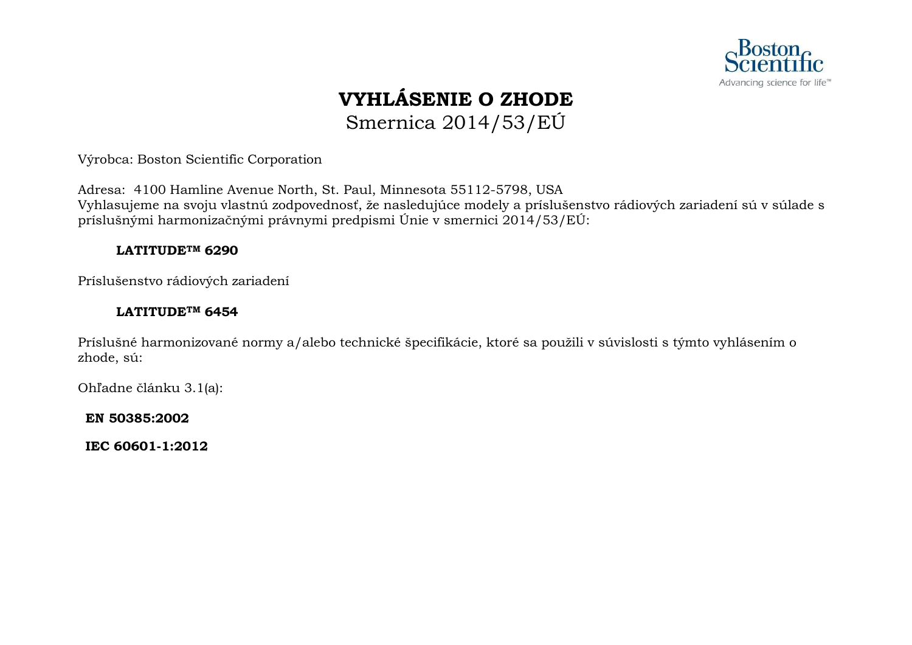# VYHLÁSENIE O ZHODE

Smernica 2014/53/EÚ

Výrobca: Boston Scientific Corporation

Adresa: 4100 Hamline Avenue North, St. Paul, Minnesota 55112-5798, USA
Vyhlasujeme na svoju vlastnú zodpovednosť, že nasledujúce modely a príslušenstvo rádiových zariadení sú v súlade s príslušnými harmonizačnými právnymi predpismi Únie v smernici 2014/53/EÚ:

**LATITUDE™ 6290**

Príslušenstvo rádiových zariadení

**LATITUDE™ 6454**

Príslušné harmonizované normy a/alebo technické špecifikácie, ktoré sa použili v súvislosti s týmto vyhlásením o zhode, sú:

Ohľadne článku 3.1(a):

**EN 50385:2002**

**IEC 60601-1:2012**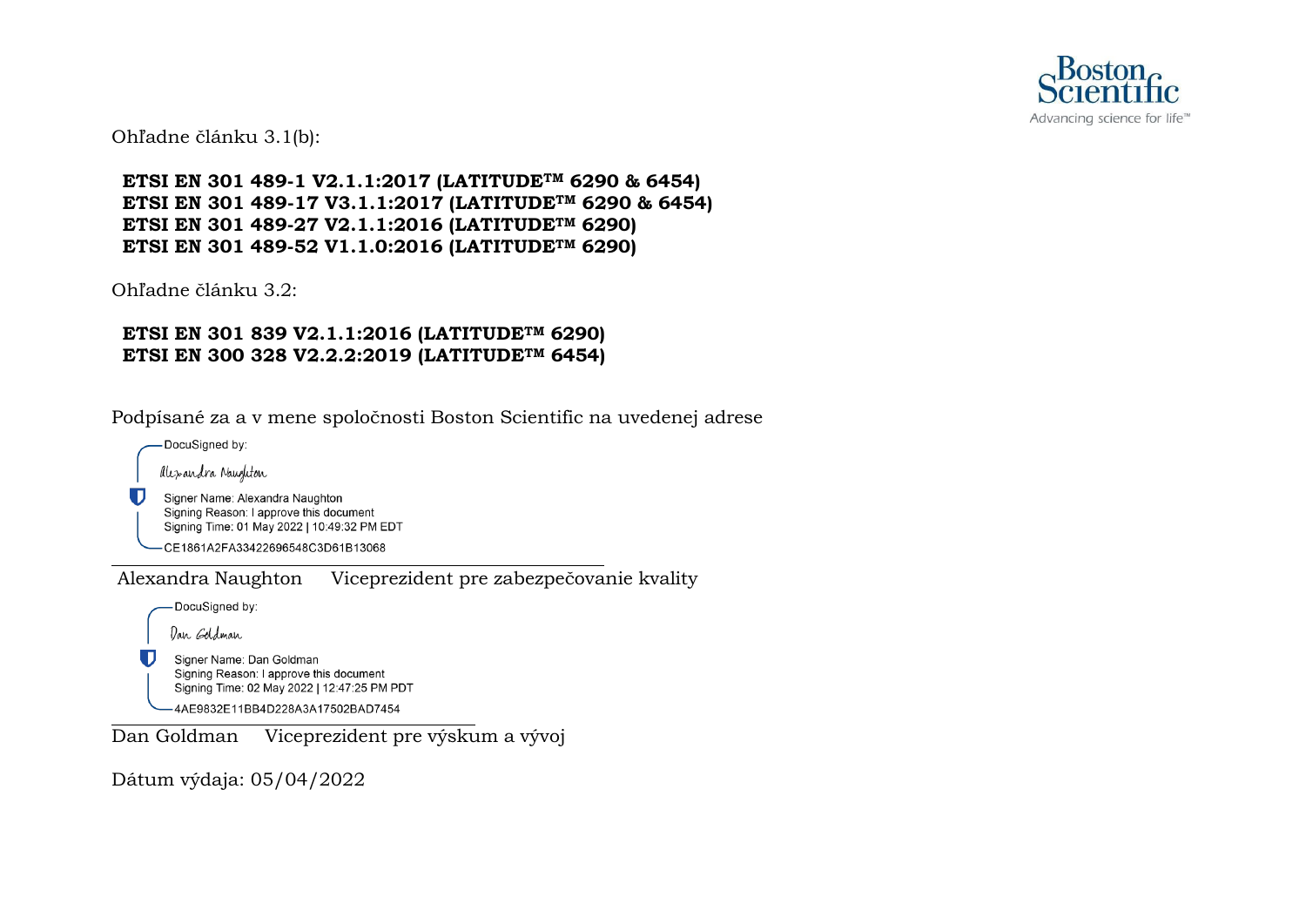Ohľadne článku 3.1(b):

**ETSI EN 301 489-1 V2.1.1:2017 (LATITUDE™ 6290 & 6454)**
**ETSI EN 301 489-17 V3.1.1:2017 (LATITUDE™ 6290 & 6454)**
**ETSI EN 301 489-27 V2.1.1:2016 (LATITUDE™ 6290)**
**ETSI EN 301 489-52 V1.1.0:2016 (LATITUDE™ 6290)**

Ohľadne článku 3.2:

**ETSI EN 301 839 V2.1.1:2016 (LATITUDE™ 6290)**
**ETSI EN 300 328 V2.2.2:2019 (LATITUDE™ 6454)**

Podpísané za a v mene spoločnosti Boston Scientific na uvedenej adrese

DocuSigned by:
Alexandra Naughton
Signer Name: Alexandra Naughton
Signing Reason: I approve this document
Signing Time: 01 May 2022 | 10:49:32 PM EDT
CE1861A2FA33422696548C3D61B13068

Alexandra Naughton Viceprezident pre zabezpečovanie kvality

DocuSigned by:
Dan Goldman
Signer Name: Dan Goldman
Signing Reason: I approve this document
Signing Time: 02 May 2022 | 12:47:25 PM PDT
4AE9832E11BB4D228A3A17502BAD7454

Dan Goldman Viceprezident pre výskum a vývoj

Dátum výdaja: 05/04/2022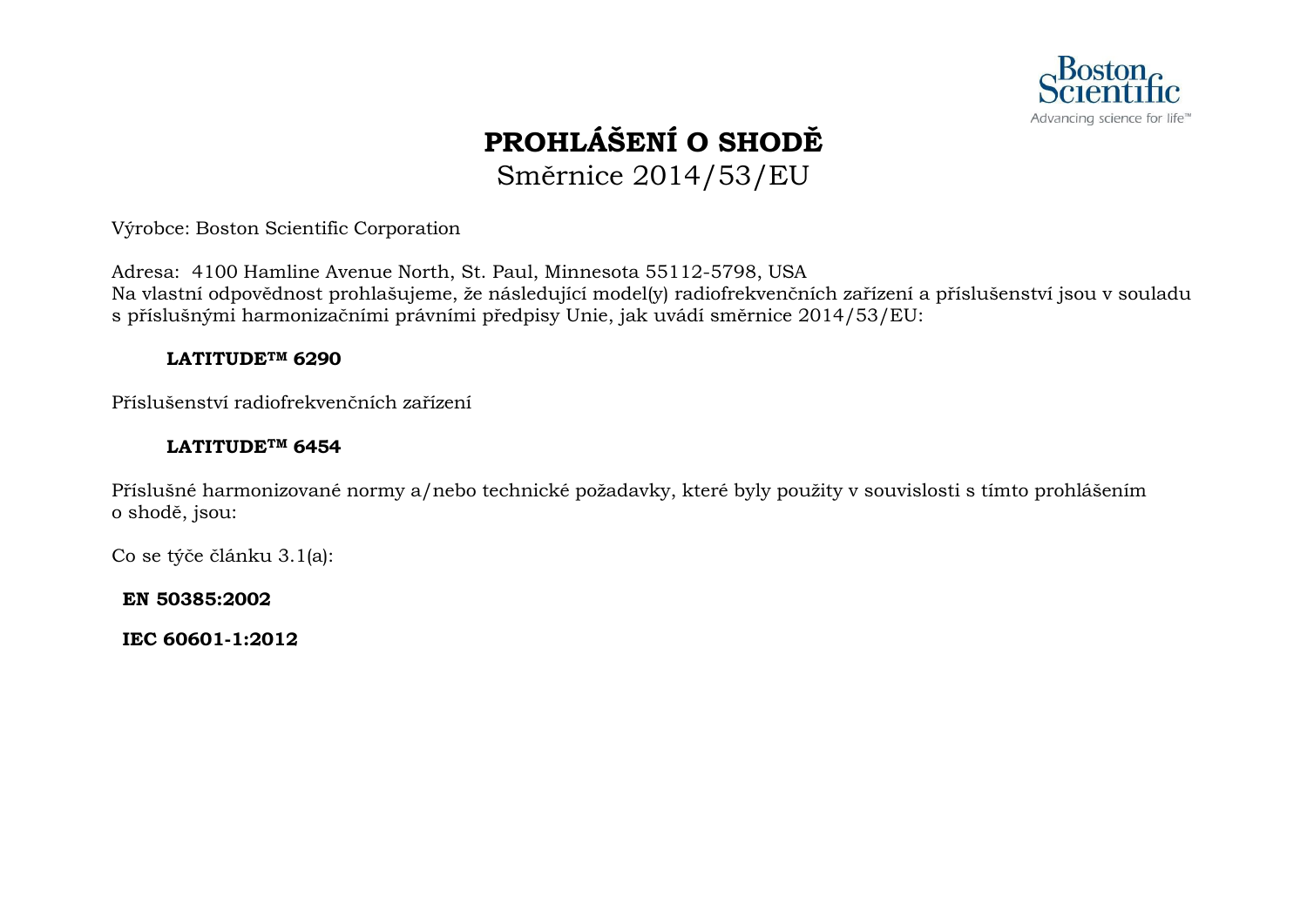# PROHLÁŠENÍ O SHODĚ

Směrnice 2014/53/EU

Výrobce: Boston Scientific Corporation

Adresa: 4100 Hamline Avenue North, St. Paul, Minnesota 55112-5798, USA
Na vlastní odpovědnost prohlašujeme, že následující model(y) radiofrekvenčních zařízení a příslušenství jsou v souladu s příslušnými harmonizačními právními předpisy Unie, jak uvádí směrnice 2014/53/EU:

**LATITUDE™ 6290**

Příslušenství radiofrekvenčních zařízení

**LATITUDE™ 6454**

Příslušné harmonizované normy a/nebo technické požadavky, které byly použity v souvislosti s tímto prohlášením o shodě, jsou:

Co se týče článku 3.1(a):

**EN 50385:2002**

**IEC 60601-1:2012**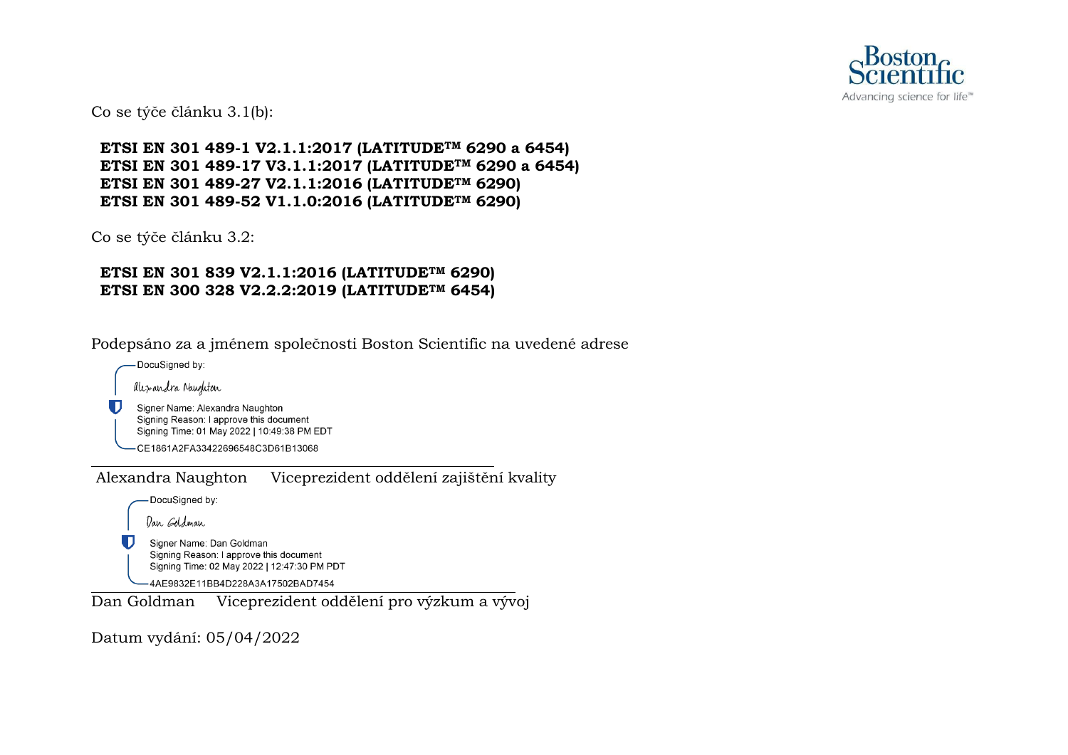Co se týče článku 3.1(b):

**ETSI EN 301 489-1 V2.1.1:2017 (LATITUDE™ 6290 a 6454)**
**ETSI EN 301 489-17 V3.1.1:2017 (LATITUDE™ 6290 a 6454)**
**ETSI EN 301 489-27 V2.1.1:2016 (LATITUDE™ 6290)**
**ETSI EN 301 489-52 V1.1.0:2016 (LATITUDE™ 6290)**

Co se týče článku 3.2:

**ETSI EN 301 839 V2.1.1:2016 (LATITUDE™ 6290)**
**ETSI EN 300 328 V2.2.2:2019 (LATITUDE™ 6454)**

Podepsáno za a jménem společnosti Boston Scientific na uvedené adrese

DocuSigned by:
Alexandra Naughton
Signer Name: Alexandra Naughton
Signing Reason: I approve this document
Signing Time: 01 May 2022 | 10:49:38 PM EDT
CE1861A2FA33422696548C3D61B13068

Alexandra Naughton Viceprezident oddělení zajištění kvality

DocuSigned by:
Dan Goldman
Signer Name: Dan Goldman
Signing Reason: I approve this document
Signing Time: 02 May 2022 | 12:47:30 PM PDT
4AE9832E11BB4D228A3A17502BAD7454

Dan Goldman Viceprezident oddělení pro výzkum a vývoj

Datum vydání: 05/04/2022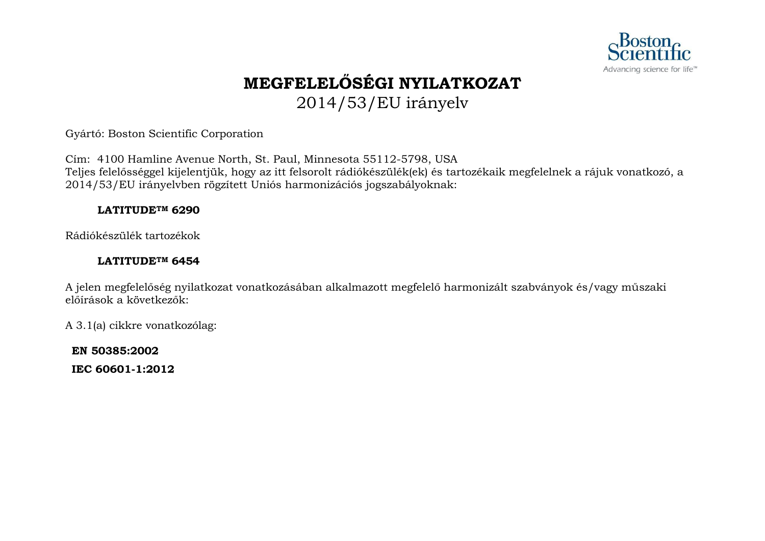# MEGFELELŐSÉGI NYILATKOZAT

2014/53/EU irányelv

Gyártó: Boston Scientific Corporation

Cím: 4100 Hamline Avenue North, St. Paul, Minnesota 55112-5798, USA
Teljes felelősséggel kijelentjük, hogy az itt felsorolt rádiókészülék(ek) és tartozékaik megfelelnek a rájuk vonatkozó, a 2014/53/EU irányelvben rögzített Uniós harmonizációs jogszabályoknak:

**LATITUDE™ 6290**

Rádiókészülék tartozékok

**LATITUDE™ 6454**

A jelen megfelelőség nyilatkozat vonatkozásában alkalmazott megfelelő harmonizált szabványok és/vagy műszaki előírások a következők:

A 3.1(a) cikkre vonatkozólag:

**EN 50385:2002**

**IEC 60601-1:2012**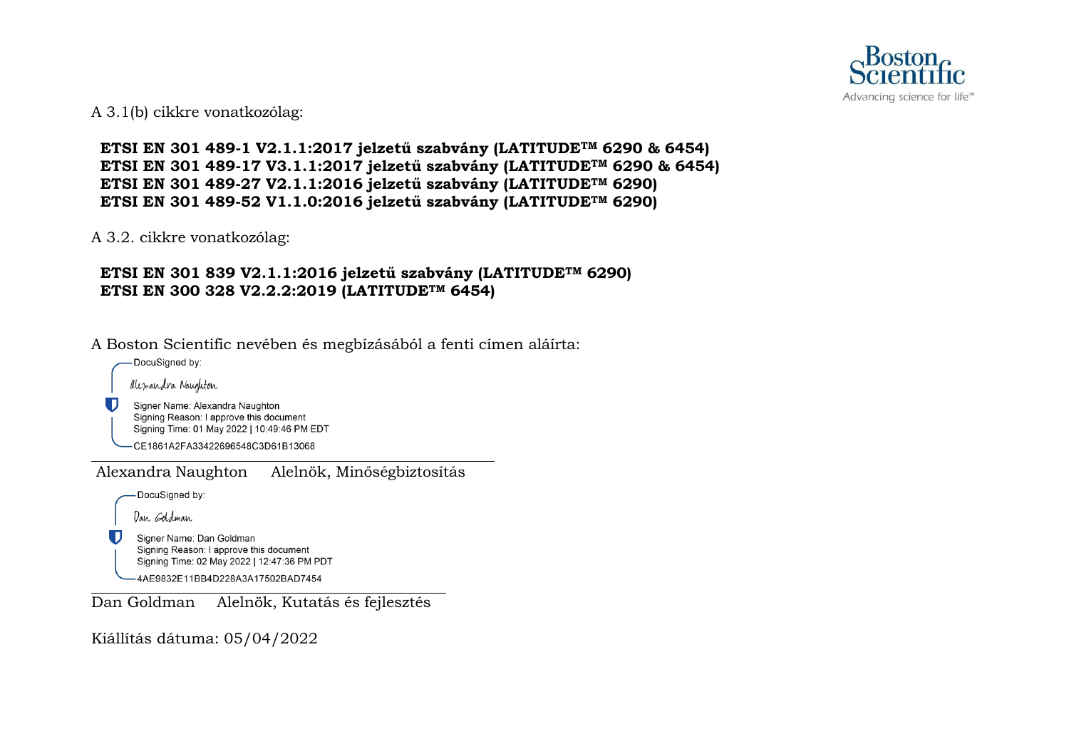A 3.1(b) cikkre vonatkozólag:

**ETSI EN 301 489-1 V2.1.1:2017 jelzetű szabvány (LATITUDE™ 6290 & 6454)**
**ETSI EN 301 489-17 V3.1.1:2017 jelzetű szabvány (LATITUDE™ 6290 & 6454)**
**ETSI EN 301 489-27 V2.1.1:2016 jelzetű szabvány (LATITUDE™ 6290)**
**ETSI EN 301 489-52 V1.1.0:2016 jelzetű szabvány (LATITUDE™ 6290)**

A 3.2. cikkre vonatkozólag:

**ETSI EN 301 839 V2.1.1:2016 jelzetű szabvány (LATITUDE™ 6290)**
**ETSI EN 300 328 V2.2.2:2019 (LATITUDE™ 6454)**

A Boston Scientific nevében és megbízásából a fenti címen aláírta:

DocuSigned by:
Alexandra Naughton
Signer Name: Alexandra Naughton
Signing Reason: I approve this document
Signing Time: 01 May 2022 | 10:49:46 PM EDT
CE1861A2FA33422696548C3D61B13068

Alexandra Naughton Alelnök, Minőségbiztosítás

DocuSigned by:
Dan Goldman
Signer Name: Dan Goldman
Signing Reason: I approve this document
Signing Time: 02 May 2022 | 12:47:36 PM PDT
4AE9832E11BB4D228A3A17502BAD7454

Dan Goldman Alelnök, Kutatás és fejlesztés

Kiállítás dátuma: 05/04/2022